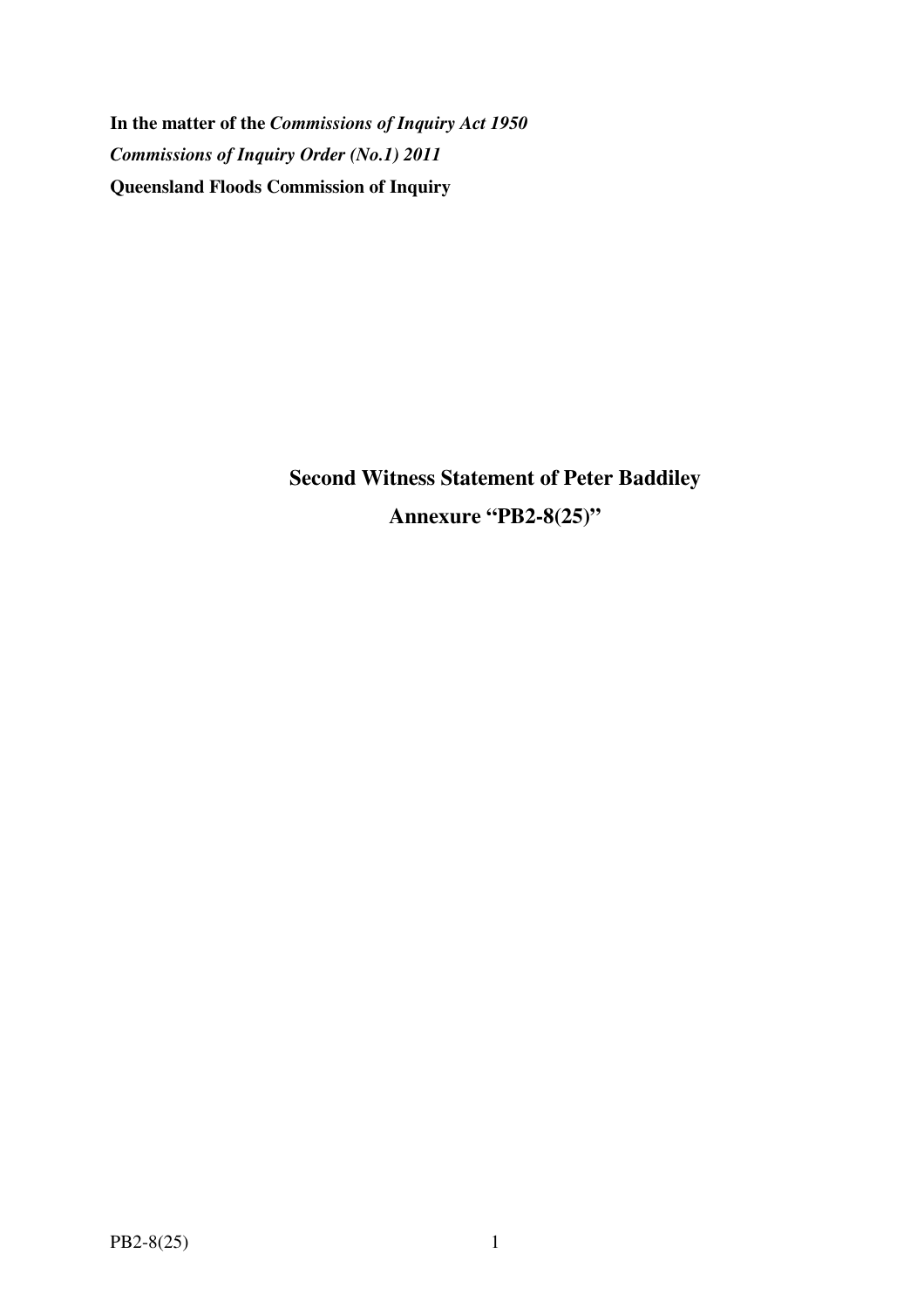**In the matter of the *Commissions of Inquiry Act 1950***

***Commissions of Inquiry Order (No.1) 2011***

**Queensland Floods Commission of Inquiry**

## Second Witness Statement of Peter Baddiley

## Annexure "PB2-8(25)"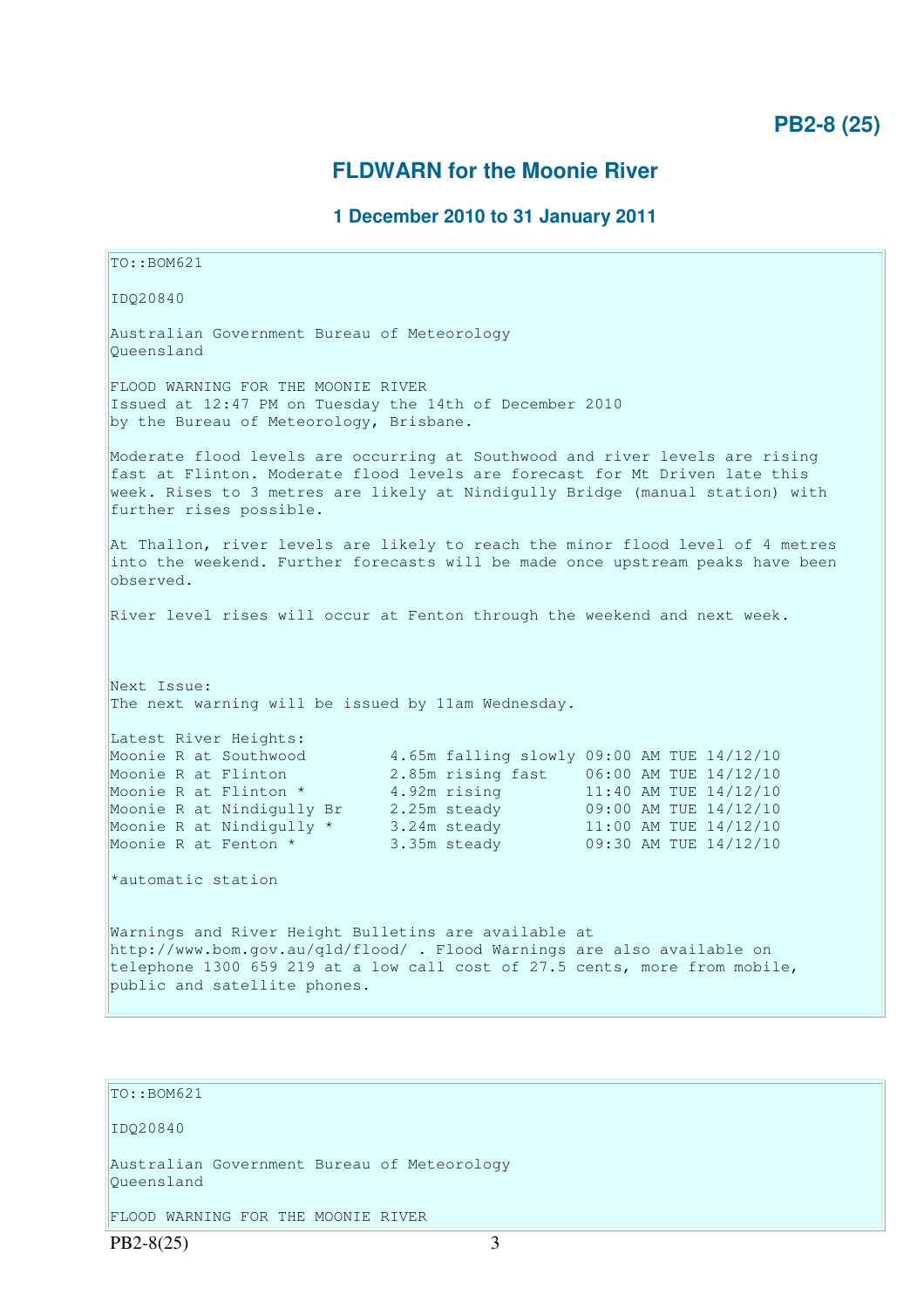# PB2-8 (25)

## FLDWARN for the Moonie River

### 1 December 2010 to 31 January 2011

```
TO::BOM621

IDQ20840

Australian Government Bureau of Meteorology
Queensland

FLOOD WARNING FOR THE MOONIE RIVER
Issued at 12:47 PM on Tuesday the 14th of December 2010
by the Bureau of Meteorology, Brisbane.

Moderate flood levels are occurring at Southwood and river levels are rising
fast at Flinton. Moderate flood levels are forecast for Mt Driven late this
week. Rises to 3 metres are likely at Nindigully Bridge (manual station) with
further rises possible.

At Thallon, river levels are likely to reach the minor flood level of 4 metres
into the weekend. Further forecasts will be made once upstream peaks have been
observed.

River level rises will occur at Fenton through the weekend and next week.



Next Issue:
The next warning will be issued by 11am Wednesday.

Latest River Heights:
Moonie R at Southwood         4.65m falling slowly 09:00 AM TUE 14/12/10
Moonie R at Flinton           2.85m rising fast    06:00 AM TUE 14/12/10
Moonie R at Flinton *         4.92m rising         11:40 AM TUE 14/12/10
Moonie R at Nindigully Br     2.25m steady         09:00 AM TUE 14/12/10
Moonie R at Nindigully *      3.24m steady         11:00 AM TUE 14/12/10
Moonie R at Fenton *          3.35m steady         09:30 AM TUE 14/12/10

*automatic station


Warnings and River Height Bulletins are available at
http://www.bom.gov.au/qld/flood/ . Flood Warnings are also available on
telephone 1300 659 219 at a low call cost of 27.5 cents, more from mobile,
public and satellite phones.
```

```
TO::BOM621

IDQ20840

Australian Government Bureau of Meteorology
Queensland

FLOOD WARNING FOR THE MOONIE RIVER
```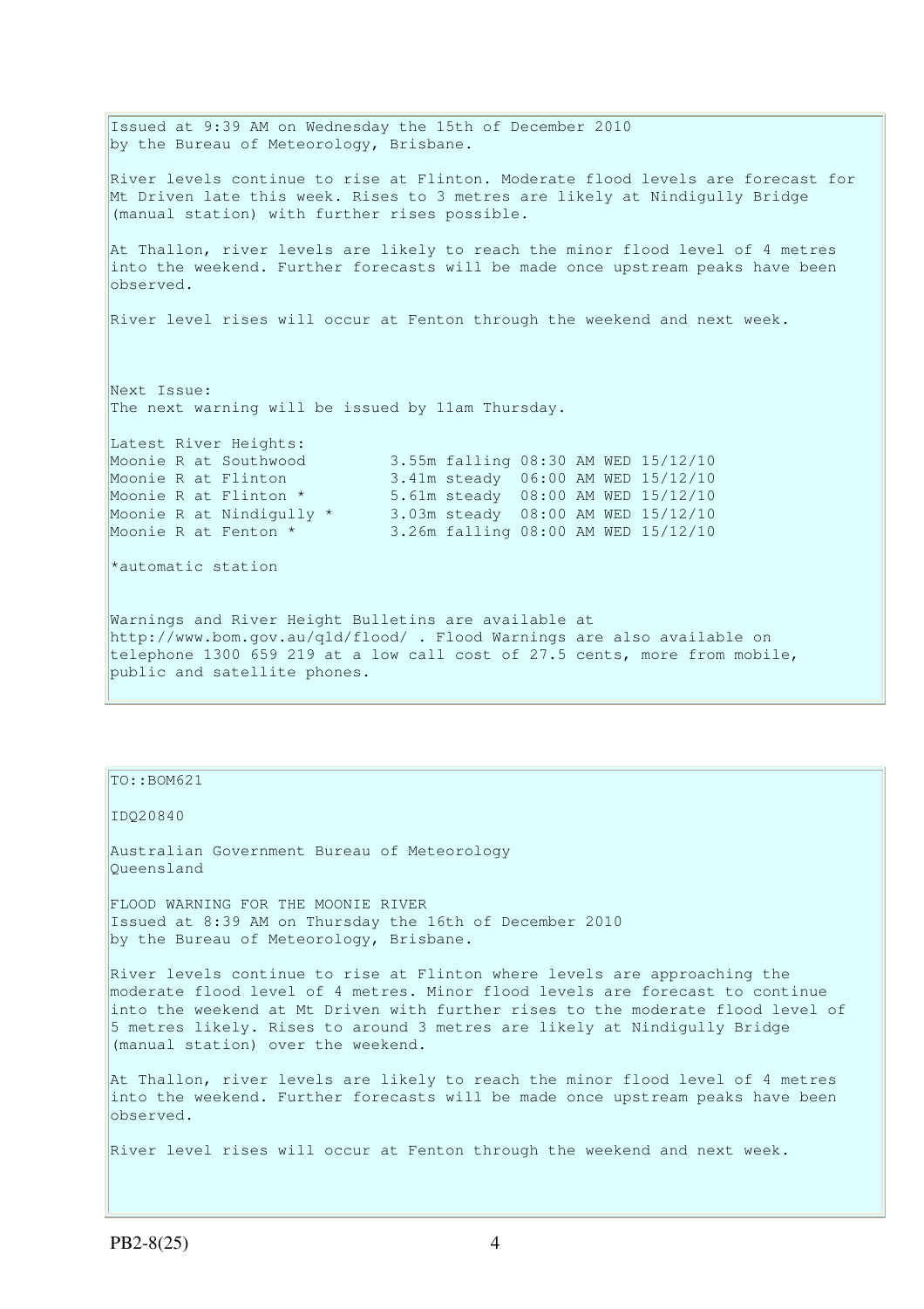Issued at 9:39 AM on Wednesday the 15th of December 2010
by the Bureau of Meteorology, Brisbane.

River levels continue to rise at Flinton. Moderate flood levels are forecast for Mt Driven late this week. Rises to 3 metres are likely at Nindigully Bridge (manual station) with further rises possible.

At Thallon, river levels are likely to reach the minor flood level of 4 metres into the weekend. Further forecasts will be made once upstream peaks have been observed.

River level rises will occur at Fenton through the weekend and next week.

Next Issue:
The next warning will be issued by 11am Thursday.

Latest River Heights:

```
Moonie R at Southwood         3.55m falling 08:30 AM WED 15/12/10
Moonie R at Flinton           3.41m steady  06:00 AM WED 15/12/10
Moonie R at Flinton *         5.61m steady  08:00 AM WED 15/12/10
Moonie R at Nindigully *      3.03m steady  08:00 AM WED 15/12/10
Moonie R at Fenton *          3.26m falling 08:00 AM WED 15/12/10
```

*automatic station

Warnings and River Height Bulletins are available at http://www.bom.gov.au/qld/flood/ . Flood Warnings are also available on telephone 1300 659 219 at a low call cost of 27.5 cents, more from mobile, public and satellite phones.

TO::BOM621

IDQ20840

Australian Government Bureau of Meteorology
Queensland

FLOOD WARNING FOR THE MOONIE RIVER
Issued at 8:39 AM on Thursday the 16th of December 2010
by the Bureau of Meteorology, Brisbane.

River levels continue to rise at Flinton where levels are approaching the moderate flood level of 4 metres. Minor flood levels are forecast to continue into the weekend at Mt Driven with further rises to the moderate flood level of 5 metres likely. Rises to around 3 metres are likely at Nindigully Bridge (manual station) over the weekend.

At Thallon, river levels are likely to reach the minor flood level of 4 metres into the weekend. Further forecasts will be made once upstream peaks have been observed.

River level rises will occur at Fenton through the weekend and next week.

PB2-8(25)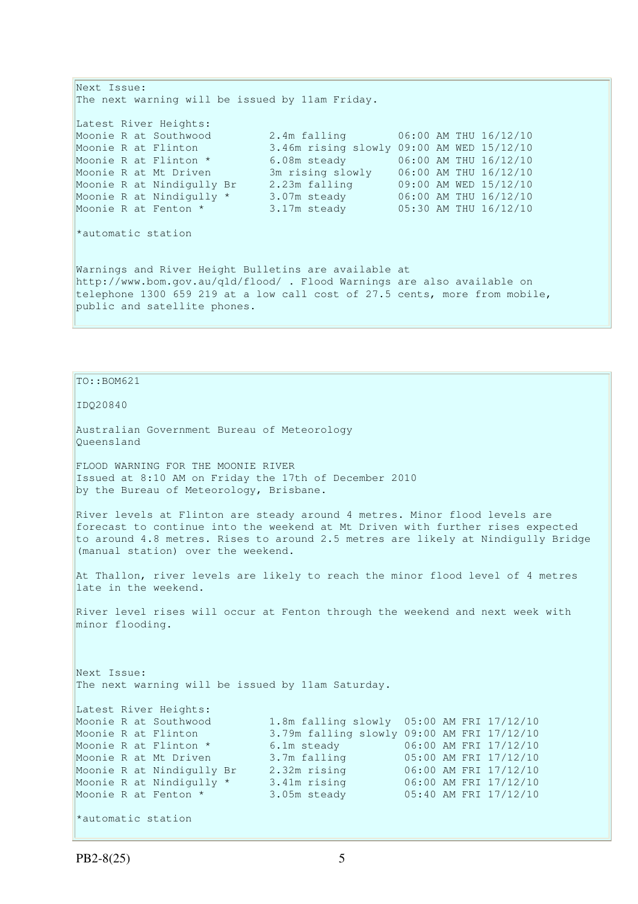Next Issue:
The next warning will be issued by 11am Friday.

Latest River Heights:

| | | |
|---|---|---|
| Moonie R at Southwood | 2.4m falling | 06:00 AM THU 16/12/10 |
| Moonie R at Flinton | 3.46m rising slowly | 09:00 AM WED 15/12/10 |
| Moonie R at Flinton * | 6.08m steady | 06:00 AM THU 16/12/10 |
| Moonie R at Mt Driven | 3m rising slowly | 06:00 AM THU 16/12/10 |
| Moonie R at Nindigully Br | 2.23m falling | 09:00 AM WED 15/12/10 |
| Moonie R at Nindigully * | 3.07m steady | 06:00 AM THU 16/12/10 |
| Moonie R at Fenton * | 3.17m steady | 05:30 AM THU 16/12/10 |

*automatic station

Warnings and River Height Bulletins are available at http://www.bom.gov.au/qld/flood/ . Flood Warnings are also available on telephone 1300 659 219 at a low call cost of 27.5 cents, more from mobile, public and satellite phones.

---

TO::BOM621

IDQ20840

Australian Government Bureau of Meteorology
Queensland

FLOOD WARNING FOR THE MOONIE RIVER
Issued at 8:10 AM on Friday the 17th of December 2010
by the Bureau of Meteorology, Brisbane.

River levels at Flinton are steady around 4 metres. Minor flood levels are forecast to continue into the weekend at Mt Driven with further rises expected to around 4.8 metres. Rises to around 2.5 metres are likely at Nindigully Bridge (manual station) over the weekend.

At Thallon, river levels are likely to reach the minor flood level of 4 metres late in the weekend.

River level rises will occur at Fenton through the weekend and next week with minor flooding.

Next Issue:
The next warning will be issued by 11am Saturday.

Latest River Heights:

| | | |
|---|---|---|
| Moonie R at Southwood | 1.8m falling slowly | 05:00 AM FRI 17/12/10 |
| Moonie R at Flinton | 3.79m falling slowly | 09:00 AM FRI 17/12/10 |
| Moonie R at Flinton * | 6.1m steady | 06:00 AM FRI 17/12/10 |
| Moonie R at Mt Driven | 3.7m falling | 05:00 AM FRI 17/12/10 |
| Moonie R at Nindigully Br | 2.32m rising | 06:00 AM FRI 17/12/10 |
| Moonie R at Nindigully * | 3.41m rising | 06:00 AM FRI 17/12/10 |
| Moonie R at Fenton * | 3.05m steady | 05:40 AM FRI 17/12/10 |

*automatic station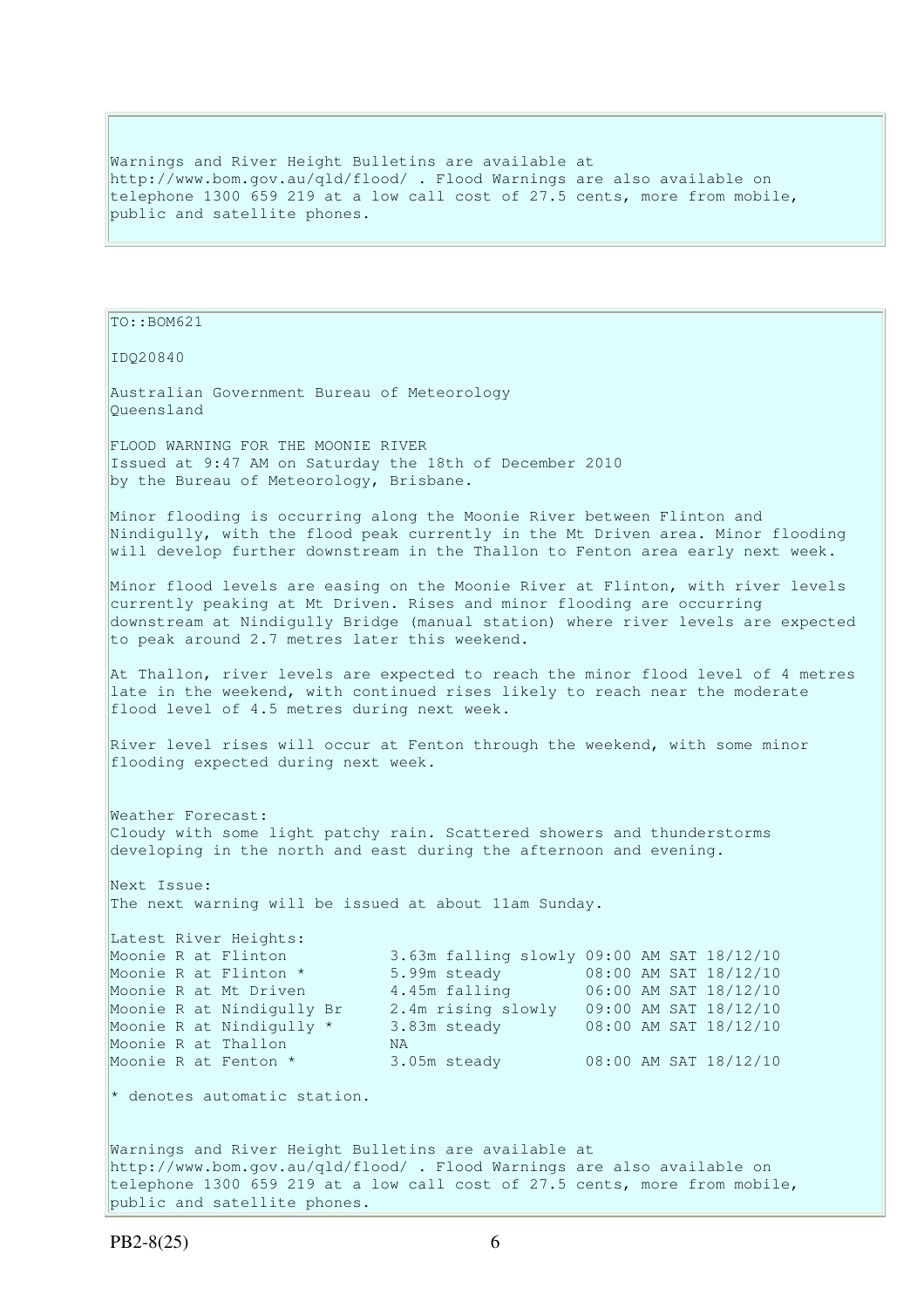Warnings and River Height Bulletins are available at http://www.bom.gov.au/qld/flood/ . Flood Warnings are also available on telephone 1300 659 219 at a low call cost of 27.5 cents, more from mobile, public and satellite phones.

TO::BOM621

IDQ20840

Australian Government Bureau of Meteorology
Queensland

FLOOD WARNING FOR THE MOONIE RIVER
Issued at 9:47 AM on Saturday the 18th of December 2010
by the Bureau of Meteorology, Brisbane.

Minor flooding is occurring along the Moonie River between Flinton and Nindigully, with the flood peak currently in the Mt Driven area. Minor flooding will develop further downstream in the Thallon to Fenton area early next week.

Minor flood levels are easing on the Moonie River at Flinton, with river levels currently peaking at Mt Driven. Rises and minor flooding are occurring downstream at Nindigully Bridge (manual station) where river levels are expected to peak around 2.7 metres later this weekend.

At Thallon, river levels are expected to reach the minor flood level of 4 metres late in the weekend, with continued rises likely to reach near the moderate flood level of 4.5 metres during next week.

River level rises will occur at Fenton through the weekend, with some minor flooding expected during next week.

Weather Forecast:
Cloudy with some light patchy rain. Scattered showers and thunderstorms developing in the north and east during the afternoon and evening.

Next Issue:
The next warning will be issued at about 11am Sunday.

Latest River Heights:

| | | |
|---|---|---|
| Moonie R at Flinton | 3.63m falling slowly | 09:00 AM SAT 18/12/10 |
| Moonie R at Flinton * | 5.99m steady | 08:00 AM SAT 18/12/10 |
| Moonie R at Mt Driven | 4.45m falling | 06:00 AM SAT 18/12/10 |
| Moonie R at Nindigully Br | 2.4m rising slowly | 09:00 AM SAT 18/12/10 |
| Moonie R at Nindigully * | 3.83m steady | 08:00 AM SAT 18/12/10 |
| Moonie R at Thallon | NA | |
| Moonie R at Fenton * | 3.05m steady | 08:00 AM SAT 18/12/10 |

* denotes automatic station.

Warnings and River Height Bulletins are available at http://www.bom.gov.au/qld/flood/ . Flood Warnings are also available on telephone 1300 659 219 at a low call cost of 27.5 cents, more from mobile, public and satellite phones.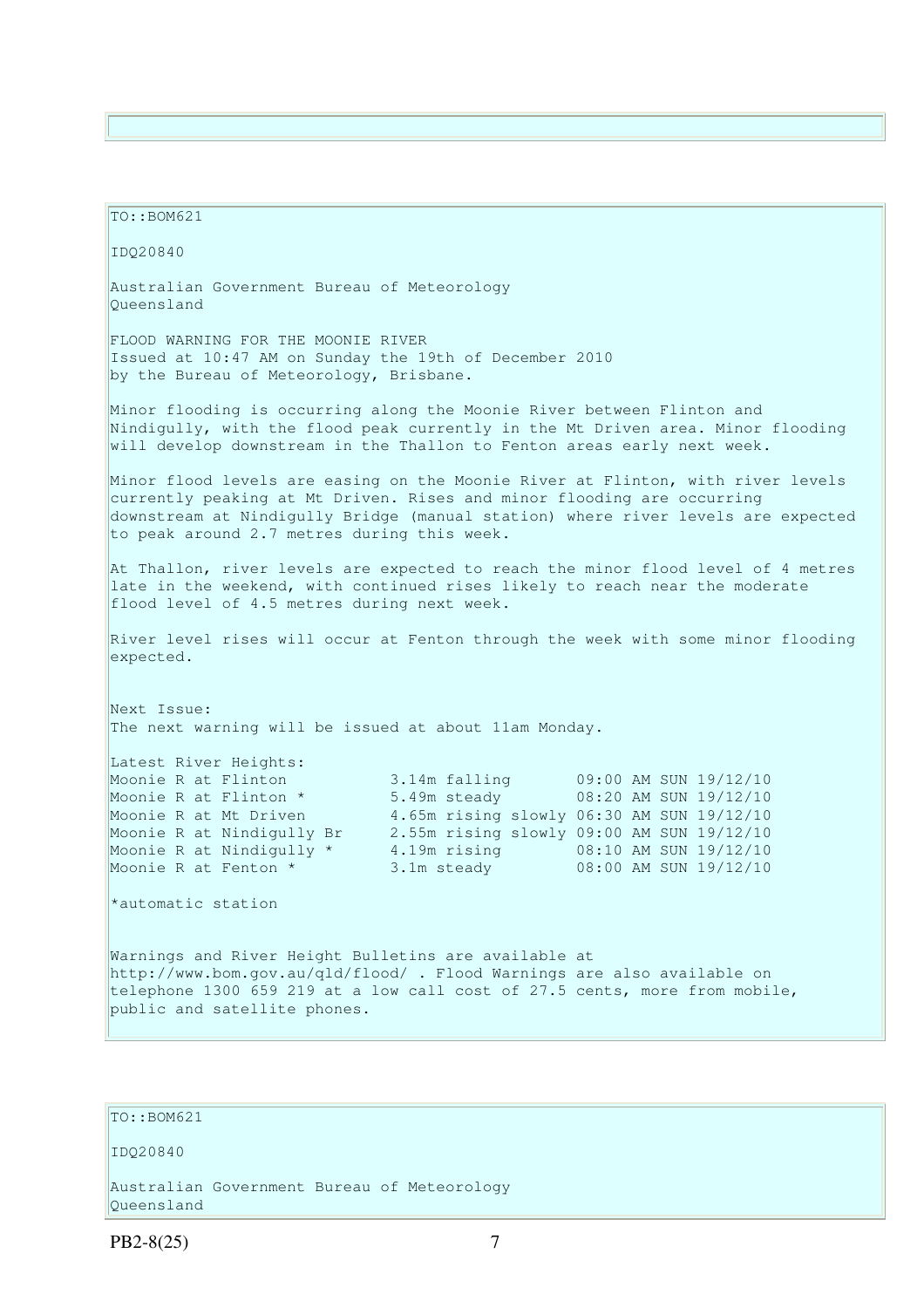TO::BOM621

IDQ20840

Australian Government Bureau of Meteorology
Queensland

FLOOD WARNING FOR THE MOONIE RIVER
Issued at 10:47 AM on Sunday the 19th of December 2010
by the Bureau of Meteorology, Brisbane.

Minor flooding is occurring along the Moonie River between Flinton and Nindigully, with the flood peak currently in the Mt Driven area. Minor flooding will develop downstream in the Thallon to Fenton areas early next week.

Minor flood levels are easing on the Moonie River at Flinton, with river levels currently peaking at Mt Driven. Rises and minor flooding are occurring downstream at Nindigully Bridge (manual station) where river levels are expected to peak around 2.7 metres during this week.

At Thallon, river levels are expected to reach the minor flood level of 4 metres late in the weekend, with continued rises likely to reach near the moderate flood level of 4.5 metres during next week.

River level rises will occur at Fenton through the week with some minor flooding expected.

Next Issue:
The next warning will be issued at about 11am Monday.

Latest River Heights:

| | | |
|---|---|---|
| Moonie R at Flinton | 3.14m falling | 09:00 AM SUN 19/12/10 |
| Moonie R at Flinton * | 5.49m steady | 08:20 AM SUN 19/12/10 |
| Moonie R at Mt Driven | 4.65m rising slowly | 06:30 AM SUN 19/12/10 |
| Moonie R at Nindigully Br | 2.55m rising slowly | 09:00 AM SUN 19/12/10 |
| Moonie R at Nindigully * | 4.19m rising | 08:10 AM SUN 19/12/10 |
| Moonie R at Fenton * | 3.1m steady | 08:00 AM SUN 19/12/10 |

*automatic station

Warnings and River Height Bulletins are available at http://www.bom.gov.au/qld/flood/ . Flood Warnings are also available on telephone 1300 659 219 at a low call cost of 27.5 cents, more from mobile, public and satellite phones.

TO::BOM621

IDQ20840

Australian Government Bureau of Meteorology
Queensland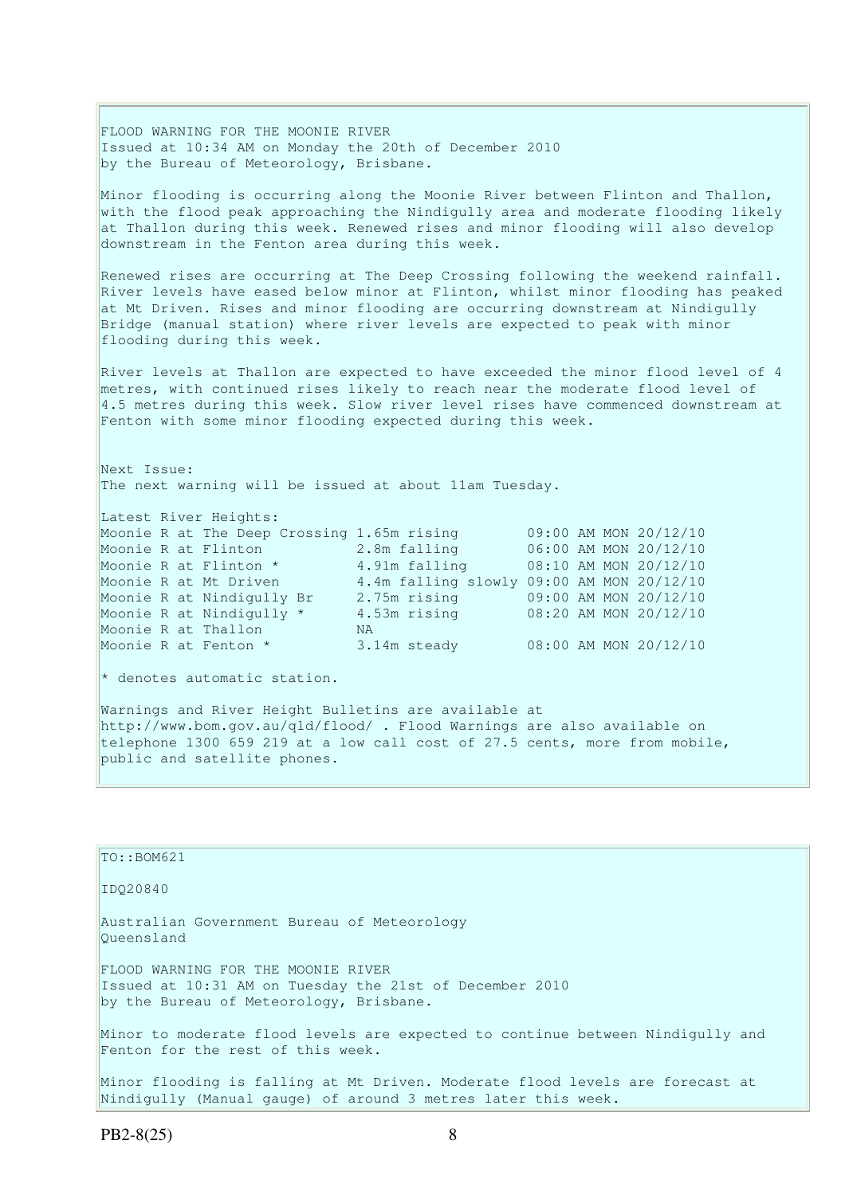FLOOD WARNING FOR THE MOONIE RIVER
Issued at 10:34 AM on Monday the 20th of December 2010
by the Bureau of Meteorology, Brisbane.

Minor flooding is occurring along the Moonie River between Flinton and Thallon, with the flood peak approaching the Nindigully area and moderate flooding likely at Thallon during this week. Renewed rises and minor flooding will also develop downstream in the Fenton area during this week.

Renewed rises are occurring at The Deep Crossing following the weekend rainfall. River levels have eased below minor at Flinton, whilst minor flooding has peaked at Mt Driven. Rises and minor flooding are occurring downstream at Nindigully Bridge (manual station) where river levels are expected to peak with minor flooding during this week.

River levels at Thallon are expected to have exceeded the minor flood level of 4 metres, with continued rises likely to reach near the moderate flood level of 4.5 metres during this week. Slow river level rises have commenced downstream at Fenton with some minor flooding expected during this week.

Next Issue:
The next warning will be issued at about 11am Tuesday.

Latest River Heights:

| Station | Height | Time |
|---|---|---|
| Moonie R at The Deep Crossing | 1.65m rising | 09:00 AM MON 20/12/10 |
| Moonie R at Flinton | 2.8m falling | 06:00 AM MON 20/12/10 |
| Moonie R at Flinton * | 4.91m falling | 08:10 AM MON 20/12/10 |
| Moonie R at Mt Driven | 4.4m falling slowly | 09:00 AM MON 20/12/10 |
| Moonie R at Nindigully Br | 2.75m rising | 09:00 AM MON 20/12/10 |
| Moonie R at Nindigully * | 4.53m rising | 08:20 AM MON 20/12/10 |
| Moonie R at Thallon | NA | |
| Moonie R at Fenton * | 3.14m steady | 08:00 AM MON 20/12/10 |

* denotes automatic station.

Warnings and River Height Bulletins are available at http://www.bom.gov.au/qld/flood/ . Flood Warnings are also available on telephone 1300 659 219 at a low call cost of 27.5 cents, more from mobile, public and satellite phones.

TO::BOM621

IDQ20840

Australian Government Bureau of Meteorology
Queensland

FLOOD WARNING FOR THE MOONIE RIVER
Issued at 10:31 AM on Tuesday the 21st of December 2010
by the Bureau of Meteorology, Brisbane.

Minor to moderate flood levels are expected to continue between Nindigully and Fenton for the rest of this week.

Minor flooding is falling at Mt Driven. Moderate flood levels are forecast at Nindigully (Manual gauge) of around 3 metres later this week.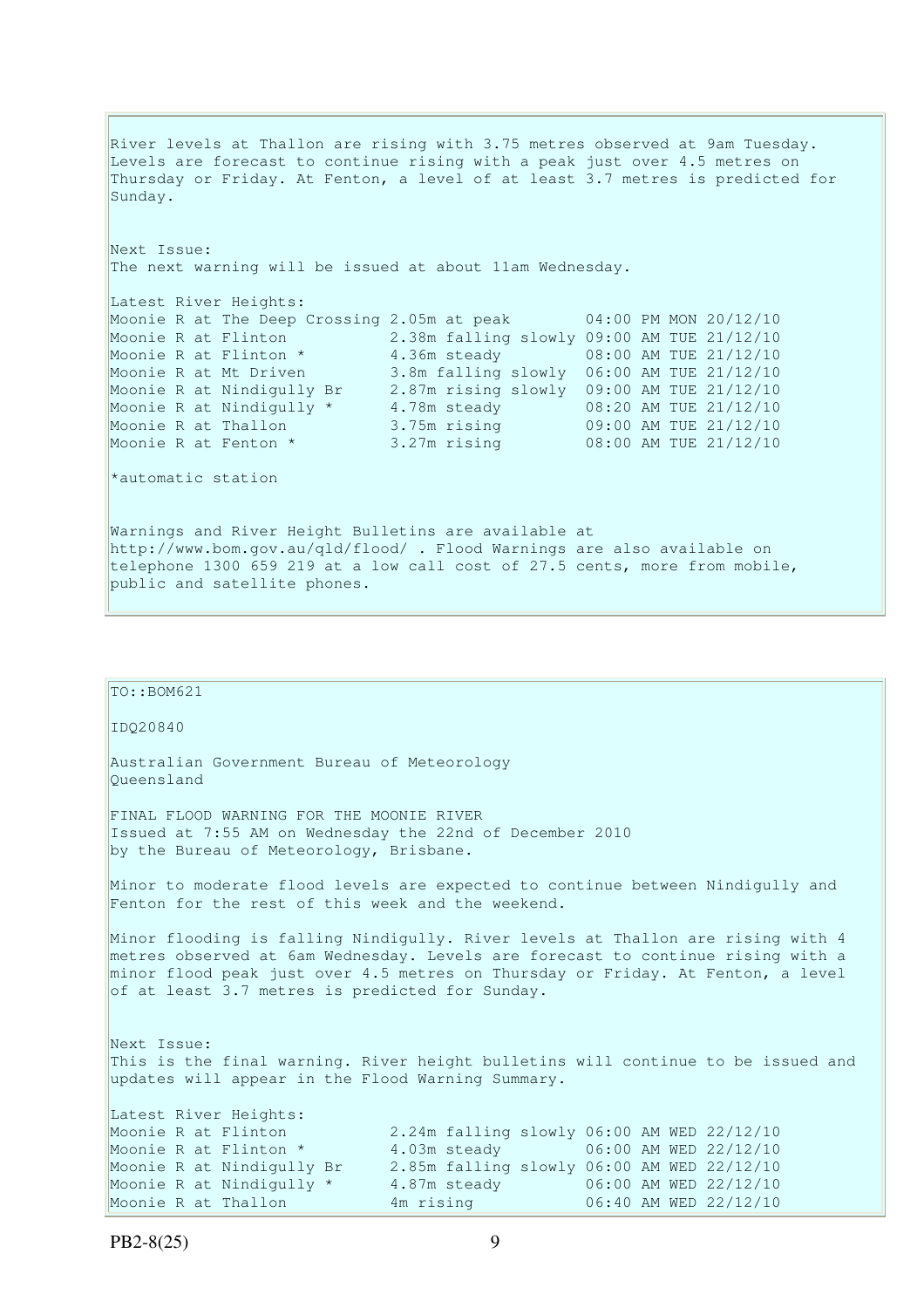River levels at Thallon are rising with 3.75 metres observed at 9am Tuesday. Levels are forecast to continue rising with a peak just over 4.5 metres on Thursday or Friday. At Fenton, a level of at least 3.7 metres is predicted for Sunday.

Next Issue:
The next warning will be issued at about 11am Wednesday.

Latest River Heights:

| | | |
|---|---|---|
| Moonie R at The Deep Crossing | 2.05m at peak | 04:00 PM MON 20/12/10 |
| Moonie R at Flinton | 2.38m falling slowly | 09:00 AM TUE 21/12/10 |
| Moonie R at Flinton * | 4.36m steady | 08:00 AM TUE 21/12/10 |
| Moonie R at Mt Driven | 3.8m falling slowly | 06:00 AM TUE 21/12/10 |
| Moonie R at Nindigully Br | 2.87m rising slowly | 09:00 AM TUE 21/12/10 |
| Moonie R at Nindigully * | 4.78m steady | 08:20 AM TUE 21/12/10 |
| Moonie R at Thallon | 3.75m rising | 09:00 AM TUE 21/12/10 |
| Moonie R at Fenton * | 3.27m rising | 08:00 AM TUE 21/12/10 |

*automatic station

Warnings and River Height Bulletins are available at http://www.bom.gov.au/qld/flood/ . Flood Warnings are also available on telephone 1300 659 219 at a low call cost of 27.5 cents, more from mobile, public and satellite phones.

TO::BOM621

IDQ20840

Australian Government Bureau of Meteorology
Queensland

FINAL FLOOD WARNING FOR THE MOONIE RIVER
Issued at 7:55 AM on Wednesday the 22nd of December 2010
by the Bureau of Meteorology, Brisbane.

Minor to moderate flood levels are expected to continue between Nindigully and Fenton for the rest of this week and the weekend.

Minor flooding is falling Nindigully. River levels at Thallon are rising with 4 metres observed at 6am Wednesday. Levels are forecast to continue rising with a minor flood peak just over 4.5 metres on Thursday or Friday. At Fenton, a level of at least 3.7 metres is predicted for Sunday.

Next Issue:
This is the final warning. River height bulletins will continue to be issued and updates will appear in the Flood Warning Summary.

Latest River Heights:

| | | |
|---|---|---|
| Moonie R at Flinton | 2.24m falling slowly | 06:00 AM WED 22/12/10 |
| Moonie R at Flinton * | 4.03m steady | 06:00 AM WED 22/12/10 |
| Moonie R at Nindigully Br | 2.85m falling slowly | 06:00 AM WED 22/12/10 |
| Moonie R at Nindigully * | 4.87m steady | 06:00 AM WED 22/12/10 |
| Moonie R at Thallon | 4m rising | 06:40 AM WED 22/12/10 |

PB2-8(25)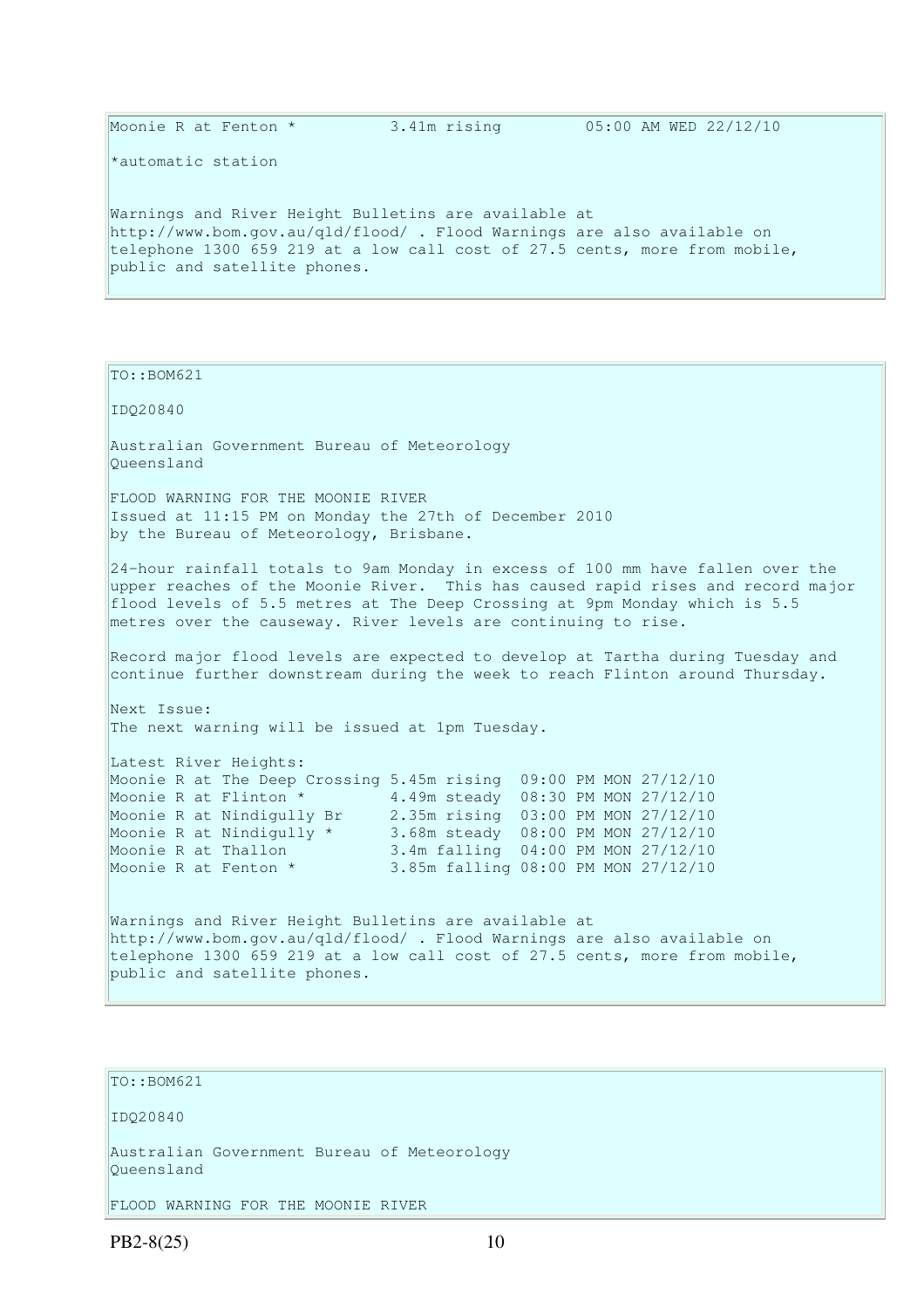```
Moonie R at Fenton *          3.41m rising         05:00 AM WED 22/12/10
```

*automatic station

Warnings and River Height Bulletins are available at http://www.bom.gov.au/qld/flood/ . Flood Warnings are also available on telephone 1300 659 219 at a low call cost of 27.5 cents, more from mobile, public and satellite phones.

TO::BOM621

IDQ20840

Australian Government Bureau of Meteorology
Queensland

FLOOD WARNING FOR THE MOONIE RIVER
Issued at 11:15 PM on Monday the 27th of December 2010
by the Bureau of Meteorology, Brisbane.

24-hour rainfall totals to 9am Monday in excess of 100 mm have fallen over the upper reaches of the Moonie River. This has caused rapid rises and record major flood levels of 5.5 metres at The Deep Crossing at 9pm Monday which is 5.5 metres over the causeway. River levels are continuing to rise.

Record major flood levels are expected to develop at Tartha during Tuesday and continue further downstream during the week to reach Flinton around Thursday.

Next Issue:
The next warning will be issued at 1pm Tuesday.

Latest River Heights:

```
Moonie R at The Deep Crossing 5.45m rising  09:00 PM MON 27/12/10
Moonie R at Flinton *         4.49m steady  08:30 PM MON 27/12/10
Moonie R at Nindigully Br     2.35m rising  03:00 PM MON 27/12/10
Moonie R at Nindigully *      3.68m steady  08:00 PM MON 27/12/10
Moonie R at Thallon           3.4m falling  04:00 PM MON 27/12/10
Moonie R at Fenton *          3.85m falling 08:00 PM MON 27/12/10
```

Warnings and River Height Bulletins are available at http://www.bom.gov.au/qld/flood/ . Flood Warnings are also available on telephone 1300 659 219 at a low call cost of 27.5 cents, more from mobile, public and satellite phones.

TO::BOM621

IDQ20840

Australian Government Bureau of Meteorology
Queensland

FLOOD WARNING FOR THE MOONIE RIVER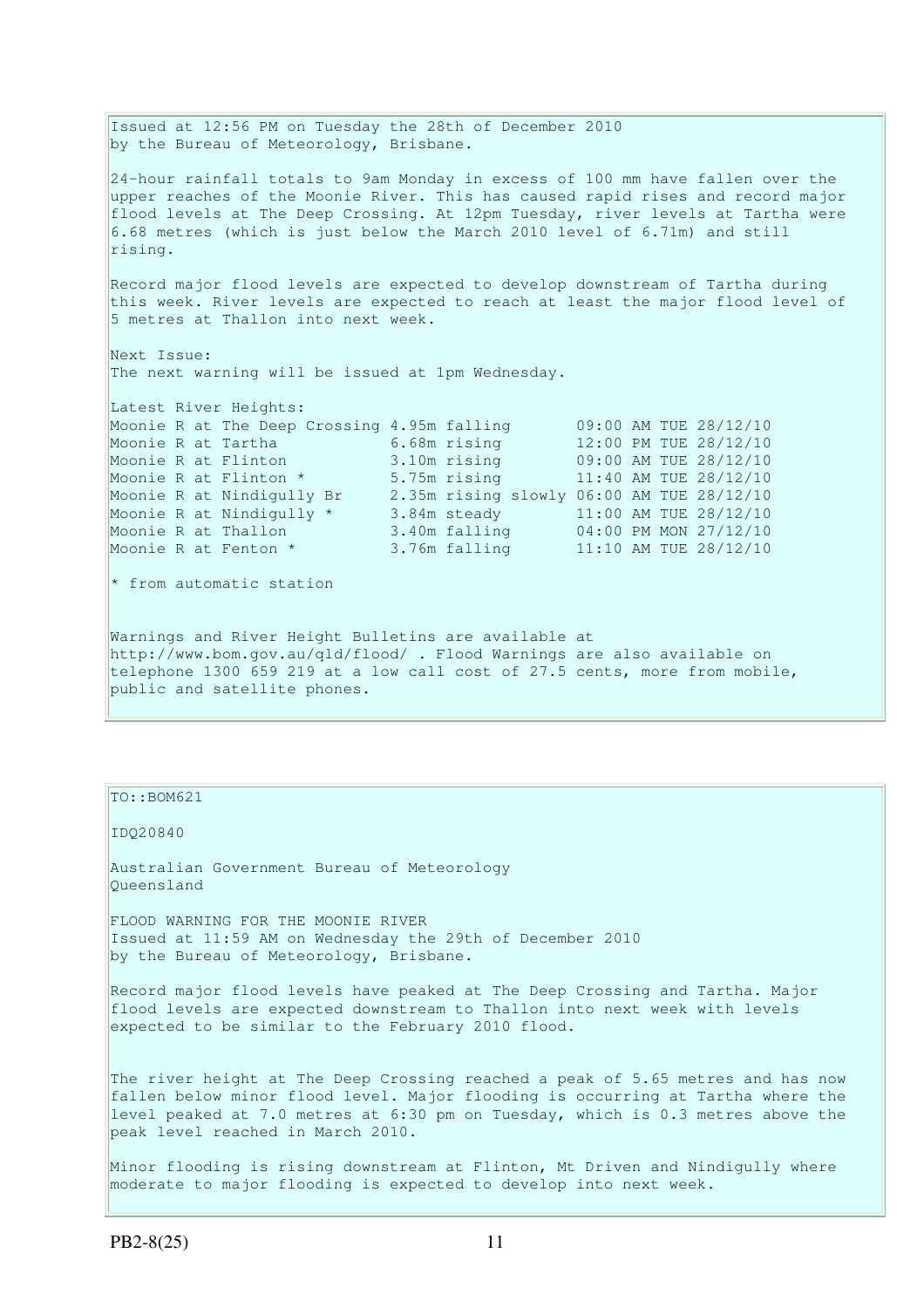Issued at 12:56 PM on Tuesday the 28th of December 2010
by the Bureau of Meteorology, Brisbane.

24-hour rainfall totals to 9am Monday in excess of 100 mm have fallen over the upper reaches of the Moonie River. This has caused rapid rises and record major flood levels at The Deep Crossing. At 12pm Tuesday, river levels at Tartha were 6.68 metres (which is just below the March 2010 level of 6.71m) and still rising.

Record major flood levels are expected to develop downstream of Tartha during this week. River levels are expected to reach at least the major flood level of 5 metres at Thallon into next week.

Next Issue:
The next warning will be issued at 1pm Wednesday.

Latest River Heights:

```
Moonie R at The Deep Crossing 4.95m falling       09:00 AM TUE 28/12/10
Moonie R at Tartha            6.68m rising        12:00 PM TUE 28/12/10
Moonie R at Flinton           3.10m rising        09:00 AM TUE 28/12/10
Moonie R at Flinton *         5.75m rising        11:40 AM TUE 28/12/10
Moonie R at Nindigully Br     2.35m rising slowly 06:00 AM TUE 28/12/10
Moonie R at Nindigully *      3.84m steady        11:00 AM TUE 28/12/10
Moonie R at Thallon           3.40m falling       04:00 PM MON 27/12/10
Moonie R at Fenton *          3.76m falling       11:10 AM TUE 28/12/10
```

* from automatic station

Warnings and River Height Bulletins are available at http://www.bom.gov.au/qld/flood/ . Flood Warnings are also available on telephone 1300 659 219 at a low call cost of 27.5 cents, more from mobile, public and satellite phones.

---

TO::BOM621

IDQ20840

Australian Government Bureau of Meteorology
Queensland

FLOOD WARNING FOR THE MOONIE RIVER
Issued at 11:59 AM on Wednesday the 29th of December 2010
by the Bureau of Meteorology, Brisbane.

Record major flood levels have peaked at The Deep Crossing and Tartha. Major flood levels are expected downstream to Thallon into next week with levels expected to be similar to the February 2010 flood.

The river height at The Deep Crossing reached a peak of 5.65 metres and has now fallen below minor flood level. Major flooding is occurring at Tartha where the level peaked at 7.0 metres at 6:30 pm on Tuesday, which is 0.3 metres above the peak level reached in March 2010.

Minor flooding is rising downstream at Flinton, Mt Driven and Nindigully where moderate to major flooding is expected to develop into next week.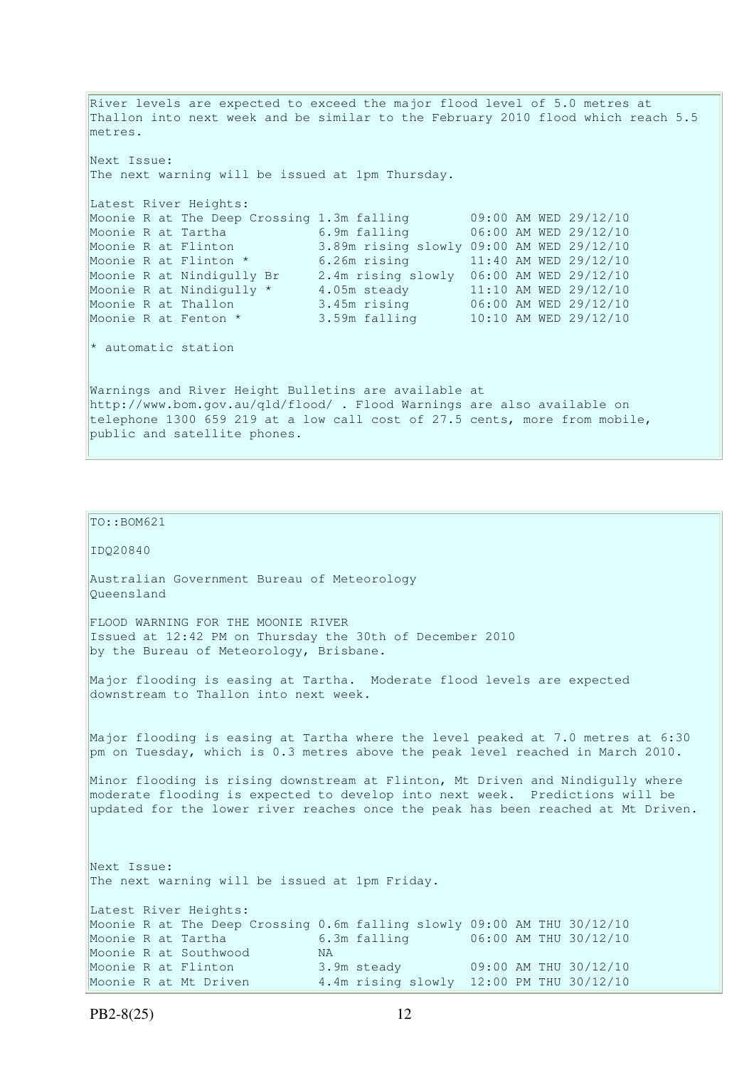River levels are expected to exceed the major flood level of 5.0 metres at Thallon into next week and be similar to the February 2010 flood which reach 5.5 metres.

Next Issue:
The next warning will be issued at 1pm Thursday.

Latest River Heights:

```
Moonie R at The Deep Crossing 1.3m falling        09:00 AM WED 29/12/10
Moonie R at Tartha            6.9m falling        06:00 AM WED 29/12/10
Moonie R at Flinton           3.89m rising slowly 09:00 AM WED 29/12/10
Moonie R at Flinton *         6.26m rising        11:40 AM WED 29/12/10
Moonie R at Nindigully Br     2.4m rising slowly  06:00 AM WED 29/12/10
Moonie R at Nindigully *      4.05m steady        11:10 AM WED 29/12/10
Moonie R at Thallon           3.45m rising        06:00 AM WED 29/12/10
Moonie R at Fenton *          3.59m falling       10:10 AM WED 29/12/10
```

* automatic station

Warnings and River Height Bulletins are available at http://www.bom.gov.au/qld/flood/ . Flood Warnings are also available on telephone 1300 659 219 at a low call cost of 27.5 cents, more from mobile, public and satellite phones.

---

TO::BOM621

IDQ20840

Australian Government Bureau of Meteorology
Queensland

FLOOD WARNING FOR THE MOONIE RIVER
Issued at 12:42 PM on Thursday the 30th of December 2010
by the Bureau of Meteorology, Brisbane.

Major flooding is easing at Tartha. Moderate flood levels are expected downstream to Thallon into next week.

Major flooding is easing at Tartha where the level peaked at 7.0 metres at 6:30 pm on Tuesday, which is 0.3 metres above the peak level reached in March 2010.

Minor flooding is rising downstream at Flinton, Mt Driven and Nindigully where moderate flooding is expected to develop into next week. Predictions will be updated for the lower river reaches once the peak has been reached at Mt Driven.

Next Issue:
The next warning will be issued at 1pm Friday.

Latest River Heights:

```
Moonie R at The Deep Crossing 0.6m falling slowly 09:00 AM THU 30/12/10
Moonie R at Tartha            6.3m falling        06:00 AM THU 30/12/10
Moonie R at Southwood         NA
Moonie R at Flinton           3.9m steady         09:00 AM THU 30/12/10
Moonie R at Mt Driven         4.4m rising slowly  12:00 PM THU 30/12/10
```

PB2-8(25)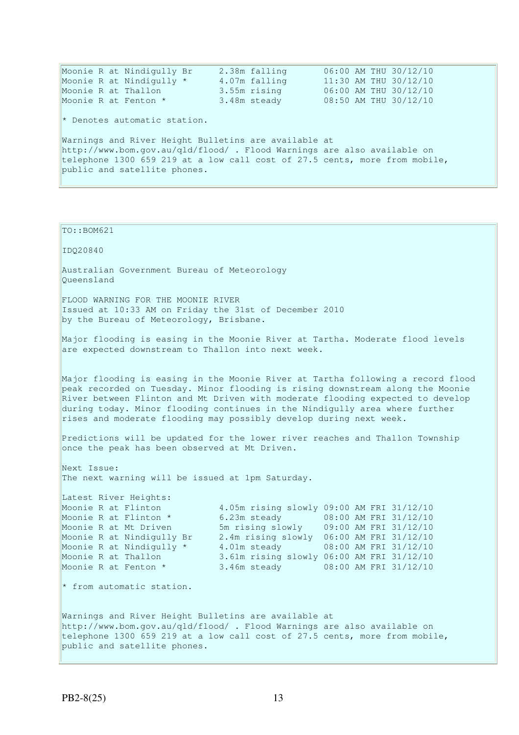```
Moonie R at Nindigully Br     2.38m falling       06:00 AM THU 30/12/10
Moonie R at Nindigully *      4.07m falling       11:30 AM THU 30/12/10
Moonie R at Thallon           3.55m rising        06:00 AM THU 30/12/10
Moonie R at Fenton *          3.48m steady        08:50 AM THU 30/12/10
```

* Denotes automatic station.

Warnings and River Height Bulletins are available at http://www.bom.gov.au/qld/flood/ . Flood Warnings are also available on telephone 1300 659 219 at a low call cost of 27.5 cents, more from mobile, public and satellite phones.

---

TO::BOM621

IDQ20840

Australian Government Bureau of Meteorology
Queensland

FLOOD WARNING FOR THE MOONIE RIVER
Issued at 10:33 AM on Friday the 31st of December 2010
by the Bureau of Meteorology, Brisbane.

Major flooding is easing in the Moonie River at Tartha. Moderate flood levels are expected downstream to Thallon into next week.

Major flooding is easing in the Moonie River at Tartha following a record flood peak recorded on Tuesday. Minor flooding is rising downstream along the Moonie River between Flinton and Mt Driven with moderate flooding expected to develop during today. Minor flooding continues in the Nindigully area where further rises and moderate flooding may possibly develop during next week.

Predictions will be updated for the lower river reaches and Thallon Township once the peak has been observed at Mt Driven.

Next Issue:
The next warning will be issued at 1pm Saturday.

Latest River Heights:

```
Moonie R at Flinton           4.05m rising slowly 09:00 AM FRI 31/12/10
Moonie R at Flinton *         6.23m steady        08:00 AM FRI 31/12/10
Moonie R at Mt Driven         5m rising slowly    09:00 AM FRI 31/12/10
Moonie R at Nindigully Br     2.4m rising slowly  06:00 AM FRI 31/12/10
Moonie R at Nindigully *      4.01m steady        08:00 AM FRI 31/12/10
Moonie R at Thallon           3.61m rising slowly 06:00 AM FRI 31/12/10
Moonie R at Fenton *          3.46m steady        08:00 AM FRI 31/12/10
```

* from automatic station.

Warnings and River Height Bulletins are available at http://www.bom.gov.au/qld/flood/ . Flood Warnings are also available on telephone 1300 659 219 at a low call cost of 27.5 cents, more from mobile, public and satellite phones.

PB2-8(25)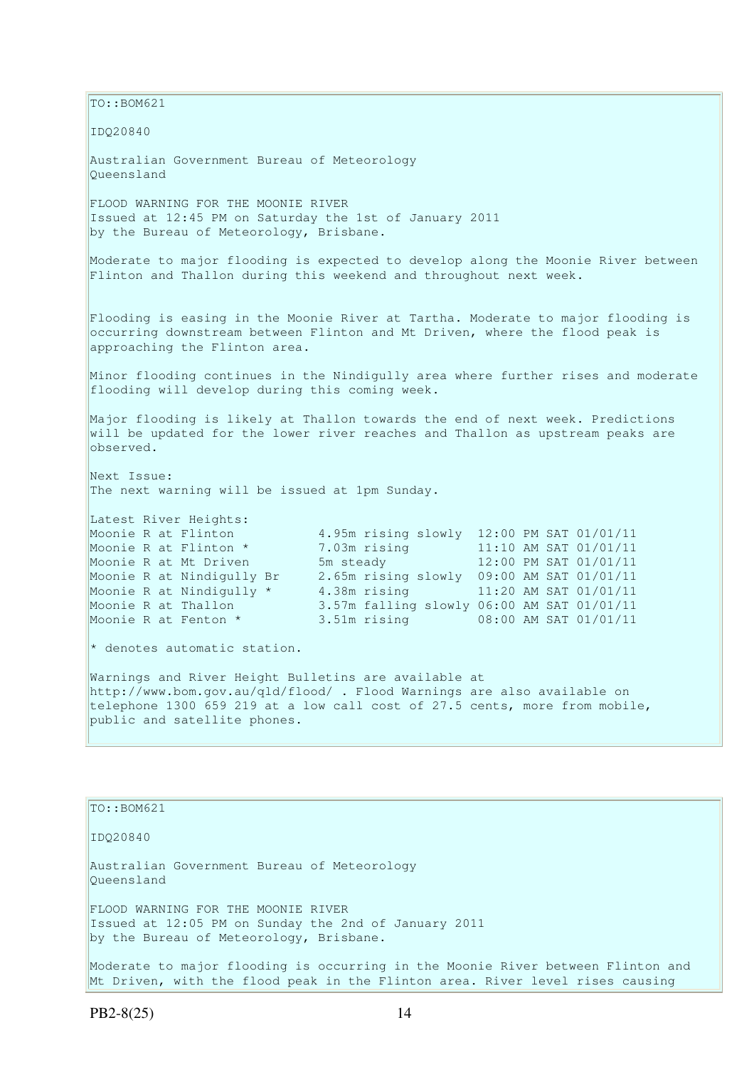TO::BOM621

IDQ20840

Australian Government Bureau of Meteorology
Queensland

FLOOD WARNING FOR THE MOONIE RIVER
Issued at 12:45 PM on Saturday the 1st of January 2011
by the Bureau of Meteorology, Brisbane.

Moderate to major flooding is expected to develop along the Moonie River between Flinton and Thallon during this weekend and throughout next week.

Flooding is easing in the Moonie River at Tartha. Moderate to major flooding is occurring downstream between Flinton and Mt Driven, where the flood peak is approaching the Flinton area.

Minor flooding continues in the Nindigully area where further rises and moderate flooding will develop during this coming week.

Major flooding is likely at Thallon towards the end of next week. Predictions will be updated for the lower river reaches and Thallon as upstream peaks are observed.

Next Issue:
The next warning will be issued at 1pm Sunday.

Latest River Heights:

```
Moonie R at Flinton           4.95m rising slowly  12:00 PM SAT 01/01/11
Moonie R at Flinton *         7.03m rising         11:10 AM SAT 01/01/11
Moonie R at Mt Driven         5m steady            12:00 PM SAT 01/01/11
Moonie R at Nindigully Br     2.65m rising slowly  09:00 AM SAT 01/01/11
Moonie R at Nindigully *      4.38m rising         11:20 AM SAT 01/01/11
Moonie R at Thallon           3.57m falling slowly 06:00 AM SAT 01/01/11
Moonie R at Fenton *          3.51m rising         08:00 AM SAT 01/01/11
```

* denotes automatic station.

Warnings and River Height Bulletins are available at http://www.bom.gov.au/qld/flood/ . Flood Warnings are also available on telephone 1300 659 219 at a low call cost of 27.5 cents, more from mobile, public and satellite phones.

TO::BOM621

IDQ20840

Australian Government Bureau of Meteorology
Queensland

FLOOD WARNING FOR THE MOONIE RIVER
Issued at 12:05 PM on Sunday the 2nd of January 2011
by the Bureau of Meteorology, Brisbane.

Moderate to major flooding is occurring in the Moonie River between Flinton and Mt Driven, with the flood peak in the Flinton area. River level rises causing

PB2-8(25)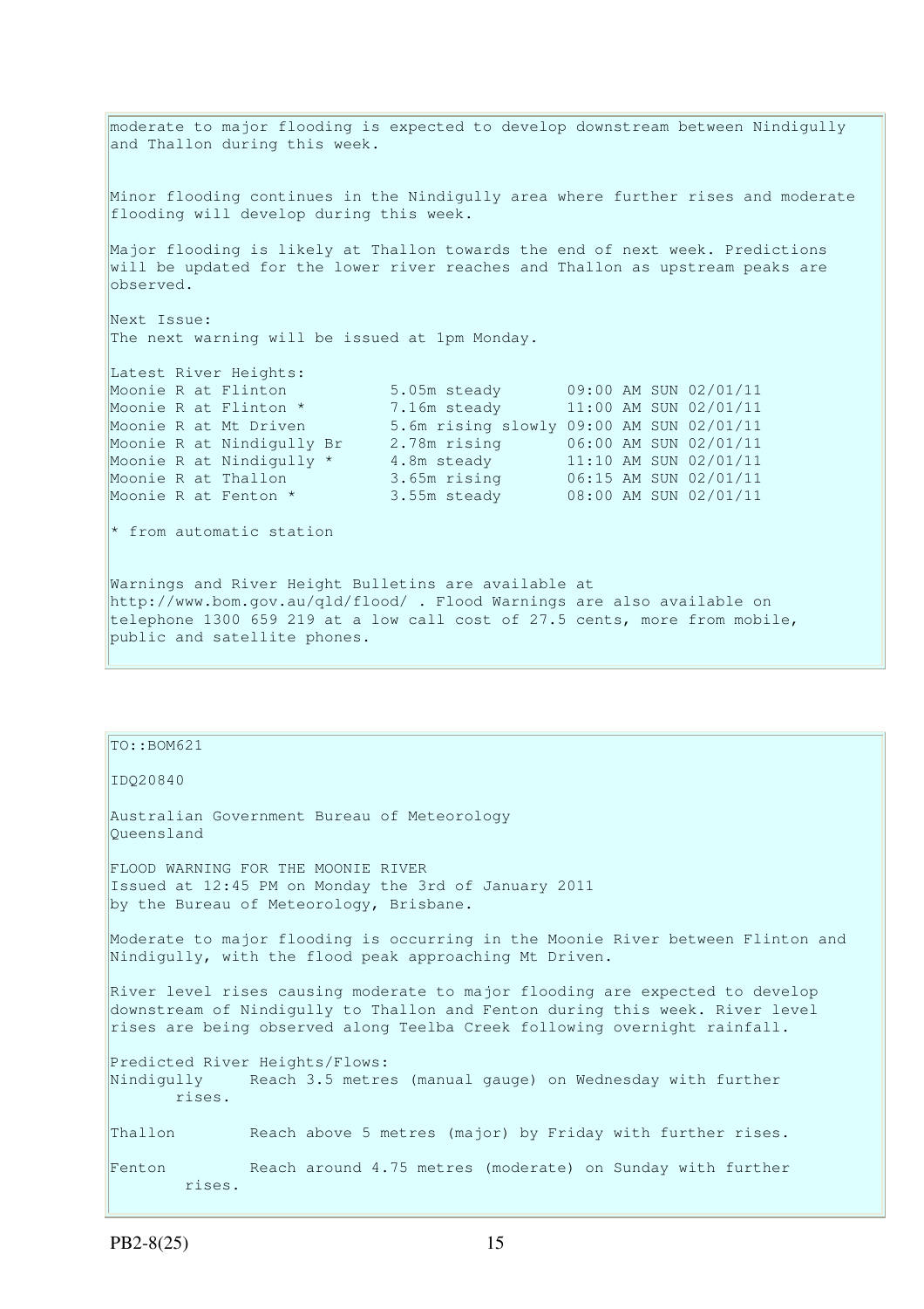moderate to major flooding is expected to develop downstream between Nindigully and Thallon during this week.

Minor flooding continues in the Nindigully area where further rises and moderate flooding will develop during this week.

Major flooding is likely at Thallon towards the end of next week. Predictions will be updated for the lower river reaches and Thallon as upstream peaks are observed.

Next Issue:
The next warning will be issued at 1pm Monday.

Latest River Heights:

| | | |
|---|---|---|
| Moonie R at Flinton | 5.05m steady | 09:00 AM SUN 02/01/11 |
| Moonie R at Flinton * | 7.16m steady | 11:00 AM SUN 02/01/11 |
| Moonie R at Mt Driven | 5.6m rising slowly | 09:00 AM SUN 02/01/11 |
| Moonie R at Nindigully Br | 2.78m rising | 06:00 AM SUN 02/01/11 |
| Moonie R at Nindigully * | 4.8m steady | 11:10 AM SUN 02/01/11 |
| Moonie R at Thallon | 3.65m rising | 06:15 AM SUN 02/01/11 |
| Moonie R at Fenton * | 3.55m steady | 08:00 AM SUN 02/01/11 |

* from automatic station

Warnings and River Height Bulletins are available at http://www.bom.gov.au/qld/flood/ . Flood Warnings are also available on telephone 1300 659 219 at a low call cost of 27.5 cents, more from mobile, public and satellite phones.

---

TO::BOM621

IDQ20840

Australian Government Bureau of Meteorology
Queensland

FLOOD WARNING FOR THE MOONIE RIVER
Issued at 12:45 PM on Monday the 3rd of January 2011
by the Bureau of Meteorology, Brisbane.

Moderate to major flooding is occurring in the Moonie River between Flinton and Nindigully, with the flood peak approaching Mt Driven.

River level rises causing moderate to major flooding are expected to develop downstream of Nindigully to Thallon and Fenton during this week. River level rises are being observed along Teelba Creek following overnight rainfall.

Predicted River Heights/Flows:

| | |
|---|---|
| Nindigully | Reach 3.5 metres (manual gauge) on Wednesday with further rises. |
| Thallon | Reach above 5 metres (major) by Friday with further rises. |
| Fenton | Reach around 4.75 metres (moderate) on Sunday with further rises. |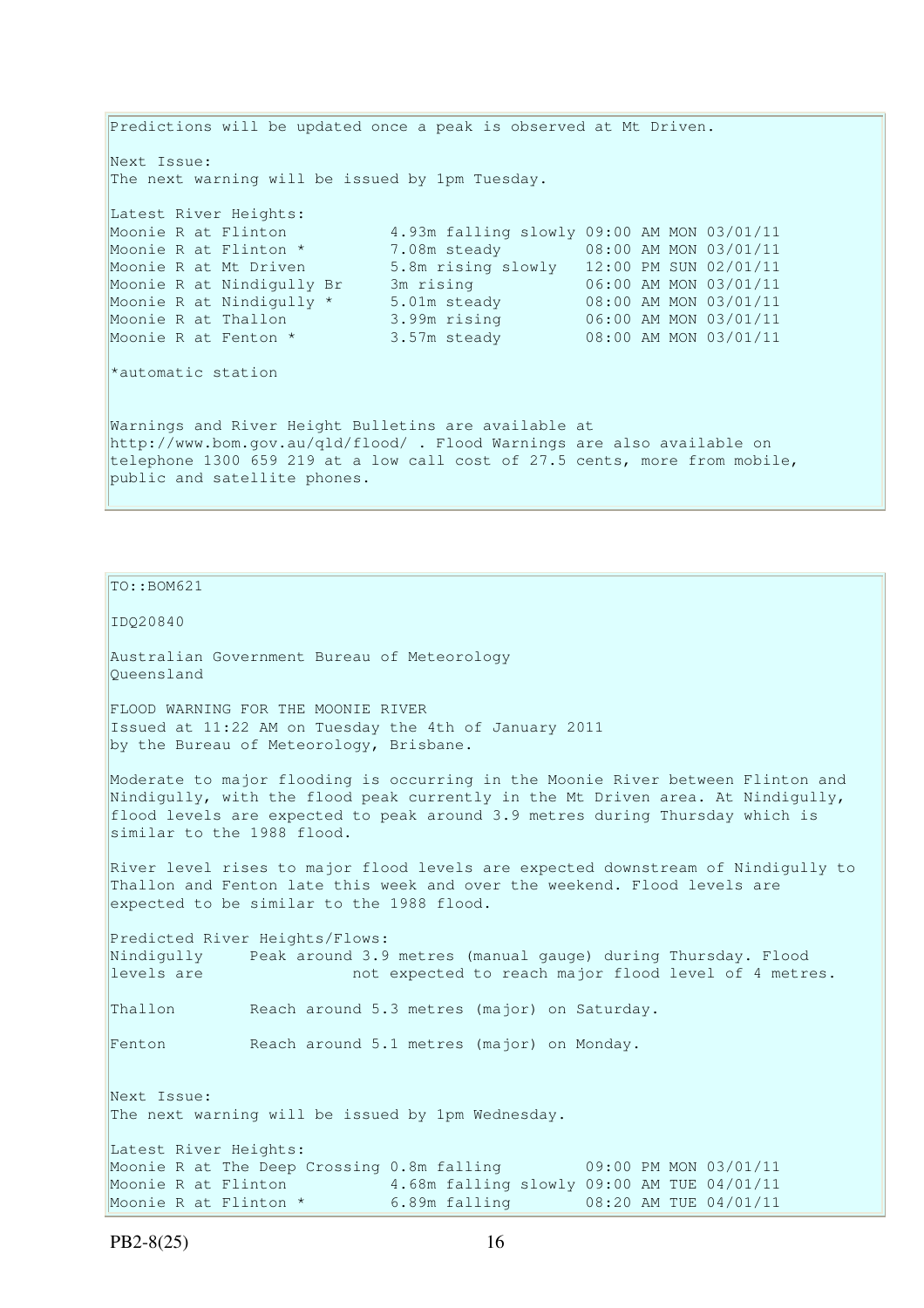Predictions will be updated once a peak is observed at Mt Driven.

Next Issue:
The next warning will be issued by 1pm Tuesday.

Latest River Heights:

| | | |
|---|---|---|
| Moonie R at Flinton | 4.93m falling slowly | 09:00 AM MON 03/01/11 |
| Moonie R at Flinton * | 7.08m steady | 08:00 AM MON 03/01/11 |
| Moonie R at Mt Driven | 5.8m rising slowly | 12:00 PM SUN 02/01/11 |
| Moonie R at Nindigully Br | 3m rising | 06:00 AM MON 03/01/11 |
| Moonie R at Nindigully * | 5.01m steady | 08:00 AM MON 03/01/11 |
| Moonie R at Thallon | 3.99m rising | 06:00 AM MON 03/01/11 |
| Moonie R at Fenton * | 3.57m steady | 08:00 AM MON 03/01/11 |

*automatic station

Warnings and River Height Bulletins are available at http://www.bom.gov.au/qld/flood/ . Flood Warnings are also available on telephone 1300 659 219 at a low call cost of 27.5 cents, more from mobile, public and satellite phones.

---

TO::BOM621

IDQ20840

Australian Government Bureau of Meteorology
Queensland

FLOOD WARNING FOR THE MOONIE RIVER
Issued at 11:22 AM on Tuesday the 4th of January 2011
by the Bureau of Meteorology, Brisbane.

Moderate to major flooding is occurring in the Moonie River between Flinton and Nindigully, with the flood peak currently in the Mt Driven area. At Nindigully, flood levels are expected to peak around 3.9 metres during Thursday which is similar to the 1988 flood.

River level rises to major flood levels are expected downstream of Nindigully to Thallon and Fenton late this week and over the weekend. Flood levels are expected to be similar to the 1988 flood.

Predicted River Heights/Flows:
Nindigully Peak around 3.9 metres (manual gauge) during Thursday. Flood levels are not expected to reach major flood level of 4 metres.

Thallon Reach around 5.3 metres (major) on Saturday.

Fenton Reach around 5.1 metres (major) on Monday.

Next Issue:
The next warning will be issued by 1pm Wednesday.

Latest River Heights:

| | | |
|---|---|---|
| Moonie R at The Deep Crossing | 0.8m falling | 09:00 PM MON 03/01/11 |
| Moonie R at Flinton | 4.68m falling slowly | 09:00 AM TUE 04/01/11 |
| Moonie R at Flinton * | 6.89m falling | 08:20 AM TUE 04/01/11 |

PB2-8(25)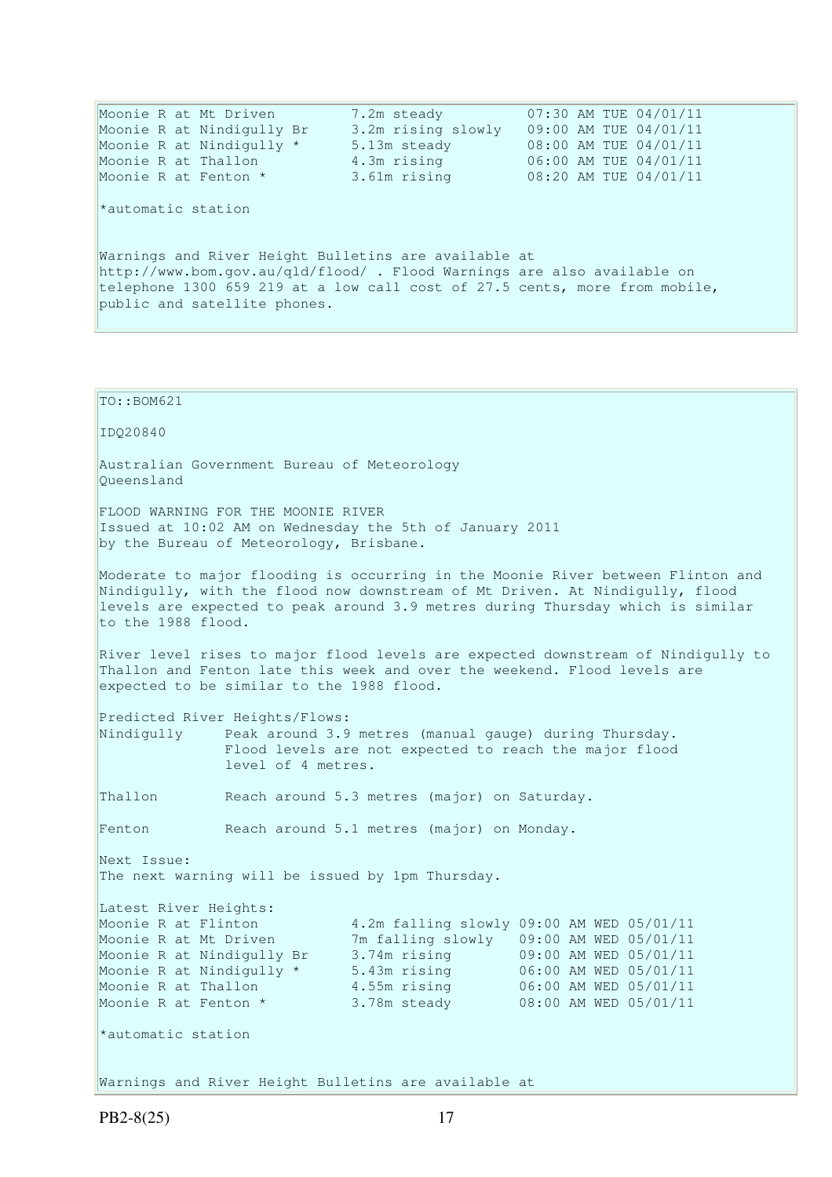```
Moonie R at Mt Driven         7.2m steady          07:30 AM TUE 04/01/11
Moonie R at Nindigully Br     3.2m rising slowly   09:00 AM TUE 04/01/11
Moonie R at Nindigully *      5.13m steady         08:00 AM TUE 04/01/11
Moonie R at Thallon           4.3m rising          06:00 AM TUE 04/01/11
Moonie R at Fenton *          3.61m rising         08:20 AM TUE 04/01/11
```

*automatic station

Warnings and River Height Bulletins are available at http://www.bom.gov.au/qld/flood/ . Flood Warnings are also available on telephone 1300 659 219 at a low call cost of 27.5 cents, more from mobile, public and satellite phones.

TO::BOM621

IDQ20840

Australian Government Bureau of Meteorology
Queensland

FLOOD WARNING FOR THE MOONIE RIVER
Issued at 10:02 AM on Wednesday the 5th of January 2011
by the Bureau of Meteorology, Brisbane.

Moderate to major flooding is occurring in the Moonie River between Flinton and Nindigully, with the flood now downstream of Mt Driven. At Nindigully, flood levels are expected to peak around 3.9 metres during Thursday which is similar to the 1988 flood.

River level rises to major flood levels are expected downstream of Nindigully to Thallon and Fenton late this week and over the weekend. Flood levels are expected to be similar to the 1988 flood.

Predicted River Heights/Flows:

```
Nindigully     Peak around 3.9 metres (manual gauge) during Thursday.
               Flood levels are not expected to reach the major flood
               level of 4 metres.

Thallon        Reach around 5.3 metres (major) on Saturday.

Fenton         Reach around 5.1 metres (major) on Monday.
```

Next Issue:
The next warning will be issued by 1pm Thursday.

Latest River Heights:

```
Moonie R at Flinton           4.2m falling slowly 09:00 AM WED 05/01/11
Moonie R at Mt Driven         7m falling slowly   09:00 AM WED 05/01/11
Moonie R at Nindigully Br     3.74m rising        09:00 AM WED 05/01/11
Moonie R at Nindigully *      5.43m rising        06:00 AM WED 05/01/11
Moonie R at Thallon           4.55m rising        06:00 AM WED 05/01/11
Moonie R at Fenton *          3.78m steady        08:00 AM WED 05/01/11
```

*automatic station

Warnings and River Height Bulletins are available at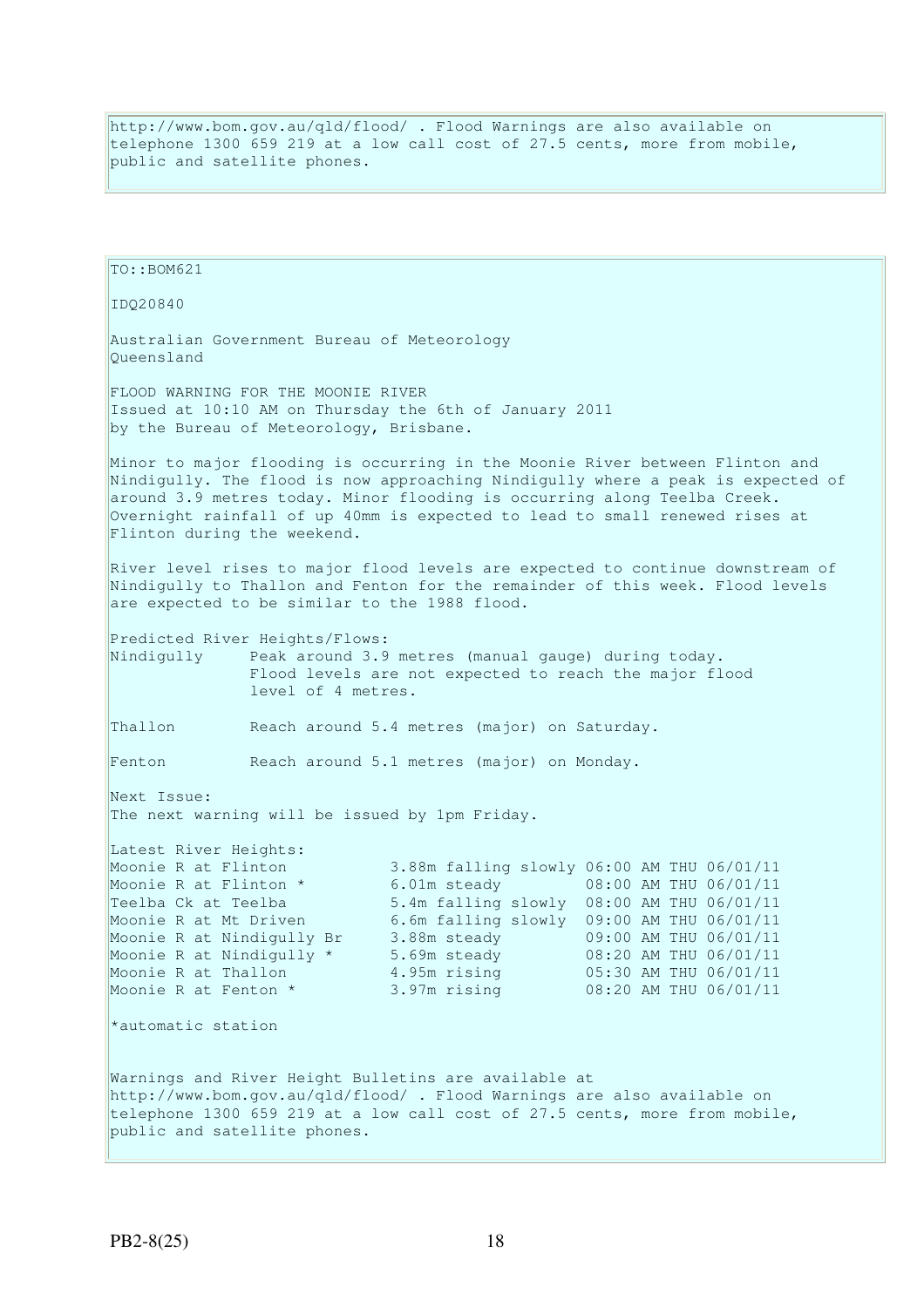http://www.bom.gov.au/qld/flood/ . Flood Warnings are also available on telephone 1300 659 219 at a low call cost of 27.5 cents, more from mobile, public and satellite phones.

TO::BOM621

IDQ20840

Australian Government Bureau of Meteorology
Queensland

FLOOD WARNING FOR THE MOONIE RIVER
Issued at 10:10 AM on Thursday the 6th of January 2011
by the Bureau of Meteorology, Brisbane.

Minor to major flooding is occurring in the Moonie River between Flinton and Nindigully. The flood is now approaching Nindigully where a peak is expected of around 3.9 metres today. Minor flooding is occurring along Teelba Creek. Overnight rainfall of up 40mm is expected to lead to small renewed rises at Flinton during the weekend.

River level rises to major flood levels are expected to continue downstream of Nindigully to Thallon and Fenton for the remainder of this week. Flood levels are expected to be similar to the 1988 flood.

Predicted River Heights/Flows:

```
Nindigully     Peak around 3.9 metres (manual gauge) during today.
               Flood levels are not expected to reach the major flood
               level of 4 metres.

Thallon        Reach around 5.4 metres (major) on Saturday.

Fenton         Reach around 5.1 metres (major) on Monday.
```

Next Issue:
The next warning will be issued by 1pm Friday.

Latest River Heights:

```
Moonie R at Flinton          3.88m falling slowly 06:00 AM THU 06/01/11
Moonie R at Flinton *        6.01m steady         08:00 AM THU 06/01/11
Teelba Ck at Teelba          5.4m falling slowly  08:00 AM THU 06/01/11
Moonie R at Mt Driven        6.6m falling slowly  09:00 AM THU 06/01/11
Moonie R at Nindigully Br    3.88m steady         09:00 AM THU 06/01/11
Moonie R at Nindigully *     5.69m steady         08:20 AM THU 06/01/11
Moonie R at Thallon          4.95m rising         05:30 AM THU 06/01/11
Moonie R at Fenton *         3.97m rising         08:20 AM THU 06/01/11
```

*automatic station

Warnings and River Height Bulletins are available at http://www.bom.gov.au/qld/flood/ . Flood Warnings are also available on telephone 1300 659 219 at a low call cost of 27.5 cents, more from mobile, public and satellite phones.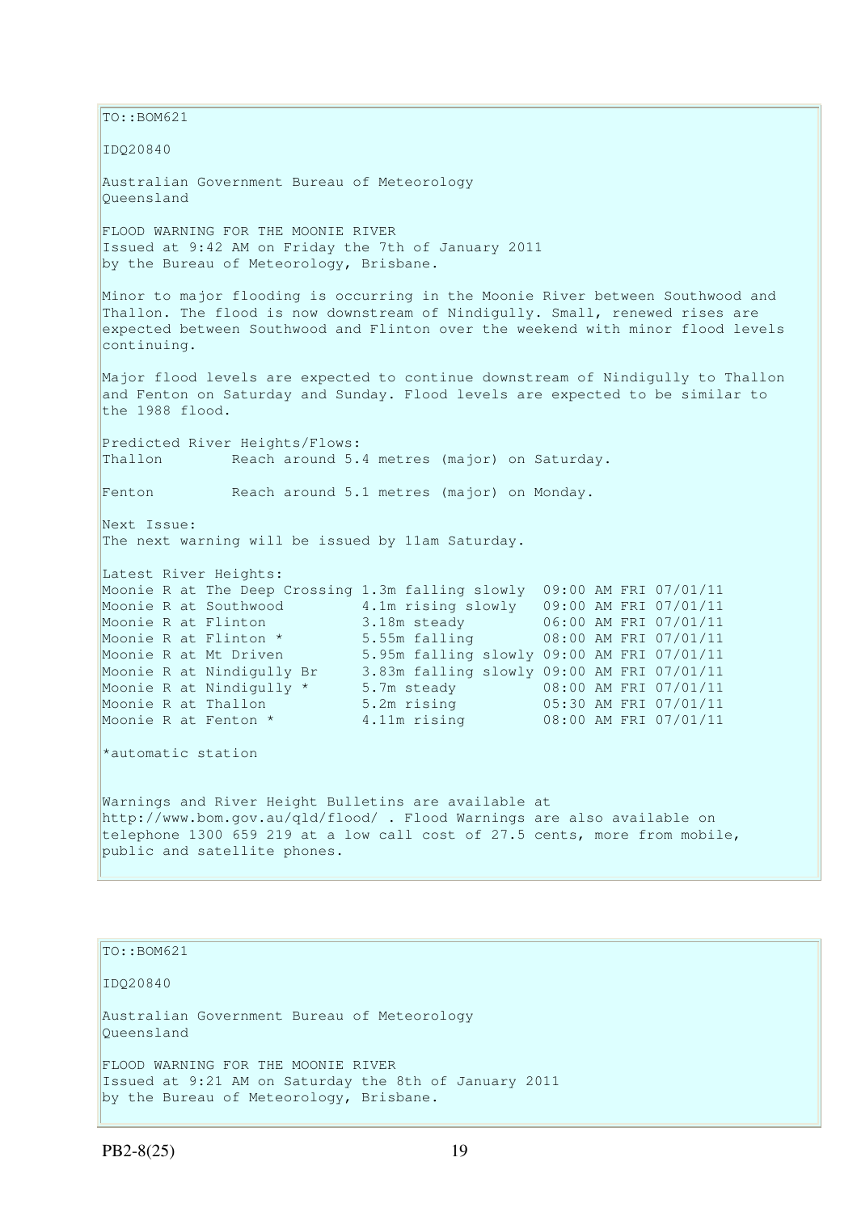TO::BOM621

IDQ20840

Australian Government Bureau of Meteorology
Queensland

FLOOD WARNING FOR THE MOONIE RIVER
Issued at 9:42 AM on Friday the 7th of January 2011
by the Bureau of Meteorology, Brisbane.

Minor to major flooding is occurring in the Moonie River between Southwood and Thallon. The flood is now downstream of Nindigully. Small, renewed rises are expected between Southwood and Flinton over the weekend with minor flood levels continuing.

Major flood levels are expected to continue downstream of Nindigully to Thallon and Fenton on Saturday and Sunday. Flood levels are expected to be similar to the 1988 flood.

Predicted River Heights/Flows:

```
Thallon        Reach around 5.4 metres (major) on Saturday.

Fenton         Reach around 5.1 metres (major) on Monday.
```

Next Issue:
The next warning will be issued by 11am Saturday.

Latest River Heights:

```
Moonie R at The Deep Crossing 1.3m falling slowly  09:00 AM FRI 07/01/11
Moonie R at Southwood         4.1m rising slowly   09:00 AM FRI 07/01/11
Moonie R at Flinton           3.18m steady         06:00 AM FRI 07/01/11
Moonie R at Flinton *         5.55m falling        08:00 AM FRI 07/01/11
Moonie R at Mt Driven         5.95m falling slowly 09:00 AM FRI 07/01/11
Moonie R at Nindigully Br     3.83m falling slowly 09:00 AM FRI 07/01/11
Moonie R at Nindigully *      5.7m steady          08:00 AM FRI 07/01/11
Moonie R at Thallon           5.2m rising          05:30 AM FRI 07/01/11
Moonie R at Fenton *          4.11m rising         08:00 AM FRI 07/01/11
```

*automatic station

Warnings and River Height Bulletins are available at http://www.bom.gov.au/qld/flood/ . Flood Warnings are also available on telephone 1300 659 219 at a low call cost of 27.5 cents, more from mobile, public and satellite phones.

TO::BOM621

IDQ20840

Australian Government Bureau of Meteorology
Queensland

FLOOD WARNING FOR THE MOONIE RIVER
Issued at 9:21 AM on Saturday the 8th of January 2011
by the Bureau of Meteorology, Brisbane.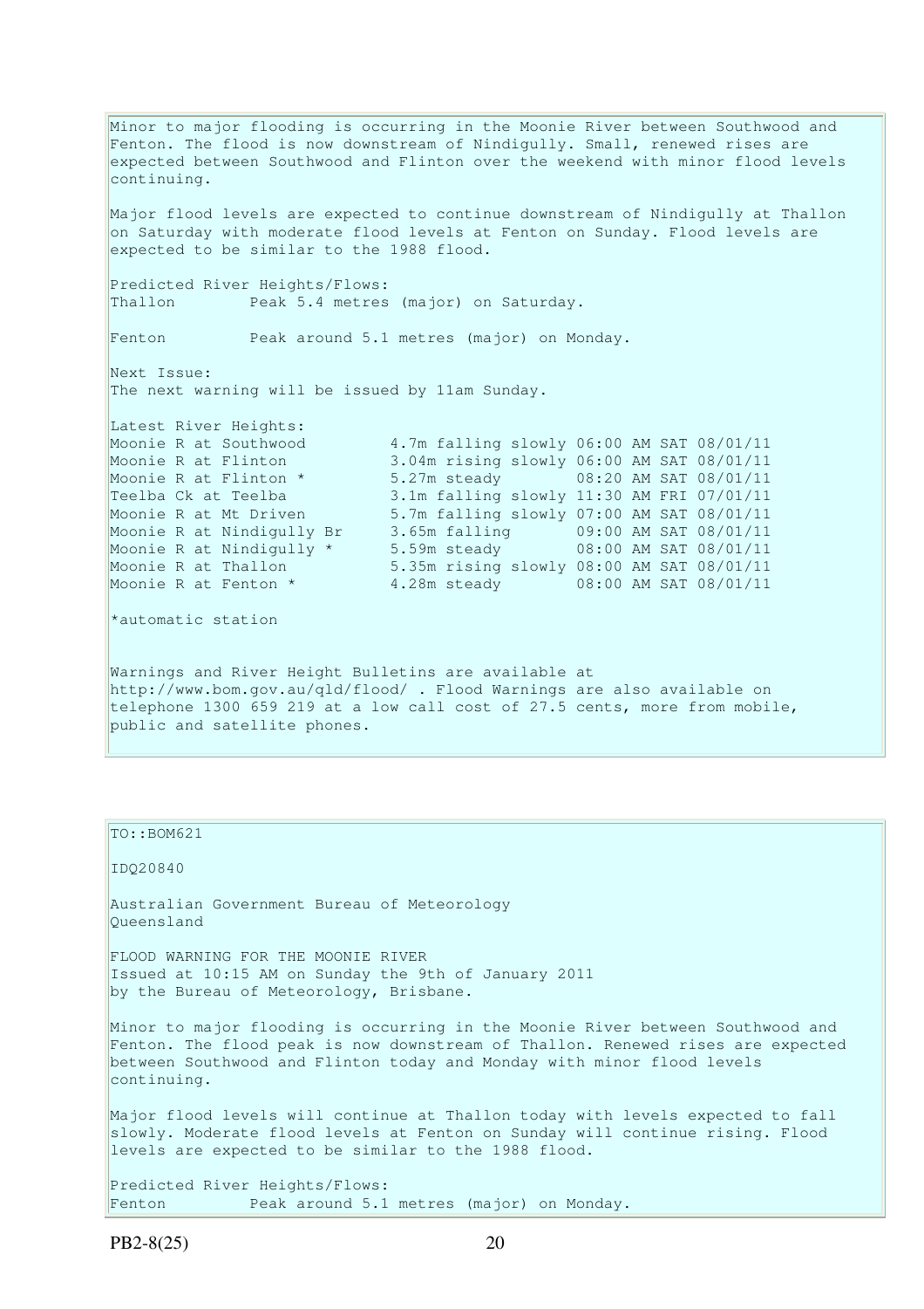Minor to major flooding is occurring in the Moonie River between Southwood and Fenton. The flood is now downstream of Nindigully. Small, renewed rises are expected between Southwood and Flinton over the weekend with minor flood levels continuing.

Major flood levels are expected to continue downstream of Nindigully at Thallon on Saturday with moderate flood levels at Fenton on Sunday. Flood levels are expected to be similar to the 1988 flood.

Predicted River Heights/Flows:

```
Thallon        Peak 5.4 metres (major) on Saturday.

Fenton         Peak around 5.1 metres (major) on Monday.
```

Next Issue:
The next warning will be issued by 11am Sunday.

Latest River Heights:

```
Moonie R at Southwood        4.7m falling slowly 06:00 AM SAT 08/01/11
Moonie R at Flinton          3.04m rising slowly 06:00 AM SAT 08/01/11
Moonie R at Flinton *        5.27m steady        08:20 AM SAT 08/01/11
Teelba Ck at Teelba          3.1m falling slowly 11:30 AM FRI 07/01/11
Moonie R at Mt Driven        5.7m falling slowly 07:00 AM SAT 08/01/11
Moonie R at Nindigully Br    3.65m falling       09:00 AM SAT 08/01/11
Moonie R at Nindigully *     5.59m steady        08:00 AM SAT 08/01/11
Moonie R at Thallon          5.35m rising slowly 08:00 AM SAT 08/01/11
Moonie R at Fenton *         4.28m steady        08:00 AM SAT 08/01/11
```

*automatic station

Warnings and River Height Bulletins are available at http://www.bom.gov.au/qld/flood/ . Flood Warnings are also available on telephone 1300 659 219 at a low call cost of 27.5 cents, more from mobile, public and satellite phones.

TO::BOM621

IDQ20840

Australian Government Bureau of Meteorology
Queensland

FLOOD WARNING FOR THE MOONIE RIVER
Issued at 10:15 AM on Sunday the 9th of January 2011
by the Bureau of Meteorology, Brisbane.

Minor to major flooding is occurring in the Moonie River between Southwood and Fenton. The flood peak is now downstream of Thallon. Renewed rises are expected between Southwood and Flinton today and Monday with minor flood levels continuing.

Major flood levels will continue at Thallon today with levels expected to fall slowly. Moderate flood levels at Fenton on Sunday will continue rising. Flood levels are expected to be similar to the 1988 flood.

Predicted River Heights/Flows:

```
Fenton         Peak around 5.1 metres (major) on Monday.
```

PB2-8(25)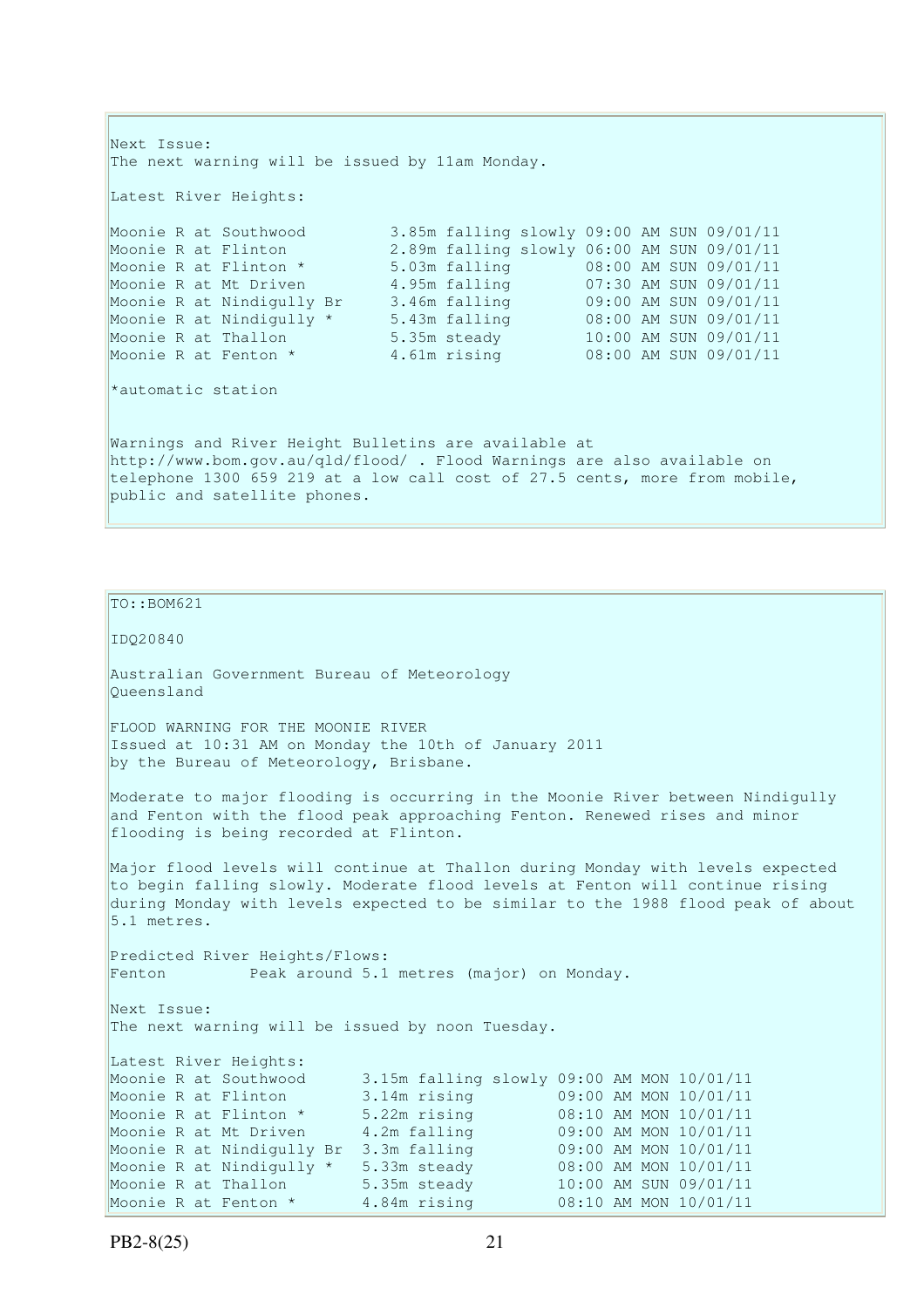Next Issue:
The next warning will be issued by 11am Monday.

Latest River Heights:

```
Moonie R at Southwood         3.85m falling slowly 09:00 AM SUN 09/01/11
Moonie R at Flinton           2.89m falling slowly 06:00 AM SUN 09/01/11
Moonie R at Flinton *         5.03m falling        08:00 AM SUN 09/01/11
Moonie R at Mt Driven         4.95m falling        07:30 AM SUN 09/01/11
Moonie R at Nindigully Br     3.46m falling        09:00 AM SUN 09/01/11
Moonie R at Nindigully *      5.43m falling        08:00 AM SUN 09/01/11
Moonie R at Thallon           5.35m steady         10:00 AM SUN 09/01/11
Moonie R at Fenton *          4.61m rising         08:00 AM SUN 09/01/11
```

*automatic station

Warnings and River Height Bulletins are available at http://www.bom.gov.au/qld/flood/ . Flood Warnings are also available on telephone 1300 659 219 at a low call cost of 27.5 cents, more from mobile, public and satellite phones.

TO::BOM621

IDQ20840

Australian Government Bureau of Meteorology
Queensland

FLOOD WARNING FOR THE MOONIE RIVER
Issued at 10:31 AM on Monday the 10th of January 2011
by the Bureau of Meteorology, Brisbane.

Moderate to major flooding is occurring in the Moonie River between Nindigully and Fenton with the flood peak approaching Fenton. Renewed rises and minor flooding is being recorded at Flinton.

Major flood levels will continue at Thallon during Monday with levels expected to begin falling slowly. Moderate flood levels at Fenton will continue rising during Monday with levels expected to be similar to the 1988 flood peak of about 5.1 metres.

Predicted River Heights/Flows:
Fenton         Peak around 5.1 metres (major) on Monday.

Next Issue:
The next warning will be issued by noon Tuesday.

Latest River Heights:

```
Moonie R at Southwood      3.15m falling slowly 09:00 AM MON 10/01/11
Moonie R at Flinton        3.14m rising         09:00 AM MON 10/01/11
Moonie R at Flinton *      5.22m rising         08:10 AM MON 10/01/11
Moonie R at Mt Driven      4.2m falling         09:00 AM MON 10/01/11
Moonie R at Nindigully Br  3.3m falling         09:00 AM MON 10/01/11
Moonie R at Nindigully *   5.33m steady         08:00 AM MON 10/01/11
Moonie R at Thallon        5.35m steady         10:00 AM SUN 09/01/11
Moonie R at Fenton *       4.84m rising         08:10 AM MON 10/01/11
```

PB2-8(25)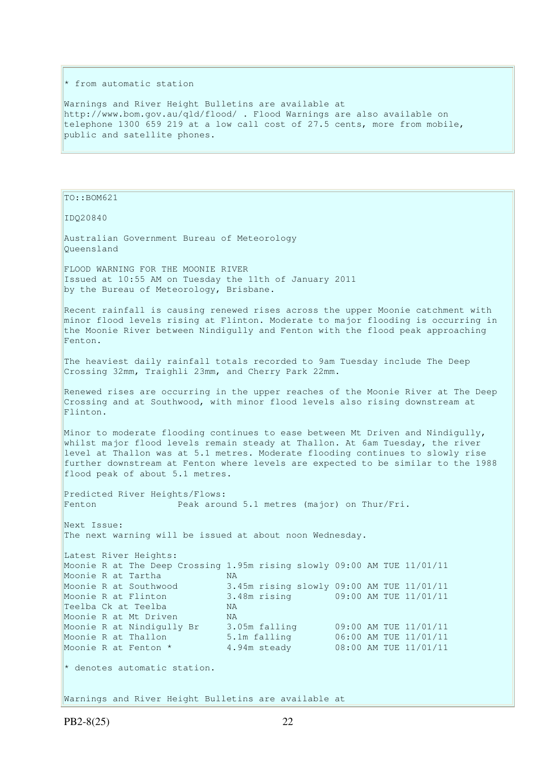\* from automatic station

Warnings and River Height Bulletins are available at http://www.bom.gov.au/qld/flood/ . Flood Warnings are also available on telephone 1300 659 219 at a low call cost of 27.5 cents, more from mobile, public and satellite phones.

TO::BOM621

IDQ20840

Australian Government Bureau of Meteorology
Queensland

FLOOD WARNING FOR THE MOONIE RIVER
Issued at 10:55 AM on Tuesday the 11th of January 2011
by the Bureau of Meteorology, Brisbane.

Recent rainfall is causing renewed rises across the upper Moonie catchment with minor flood levels rising at Flinton. Moderate to major flooding is occurring in the Moonie River between Nindigully and Fenton with the flood peak approaching Fenton.

The heaviest daily rainfall totals recorded to 9am Tuesday include The Deep Crossing 32mm, Traighli 23mm, and Cherry Park 22mm.

Renewed rises are occurring in the upper reaches of the Moonie River at The Deep Crossing and at Southwood, with minor flood levels also rising downstream at Flinton.

Minor to moderate flooding continues to ease between Mt Driven and Nindigully, whilst major flood levels remain steady at Thallon. At 6am Tuesday, the river level at Thallon was at 5.1 metres. Moderate flooding continues to slowly rise further downstream at Fenton where levels are expected to be similar to the 1988 flood peak of about 5.1 metres.

Predicted River Heights/Flows:

| | |
|---|---|
| Fenton | Peak around 5.1 metres (major) on Thur/Fri. |

Next Issue:
The next warning will be issued at about noon Wednesday.

Latest River Heights:

| | | |
|---|---|---|
| Moonie R at The Deep Crossing | 1.95m rising slowly | 09:00 AM TUE 11/01/11 |
| Moonie R at Tartha | NA | |
| Moonie R at Southwood | 3.45m rising slowly | 09:00 AM TUE 11/01/11 |
| Moonie R at Flinton | 3.48m rising | 09:00 AM TUE 11/01/11 |
| Teelba Ck at Teelba | NA | |
| Moonie R at Mt Driven | NA | |
| Moonie R at Nindigully Br | 3.05m falling | 09:00 AM TUE 11/01/11 |
| Moonie R at Thallon | 5.1m falling | 06:00 AM TUE 11/01/11 |
| Moonie R at Fenton * | 4.94m steady | 08:00 AM TUE 11/01/11 |

\* denotes automatic station.

Warnings and River Height Bulletins are available at

PB2-8(25)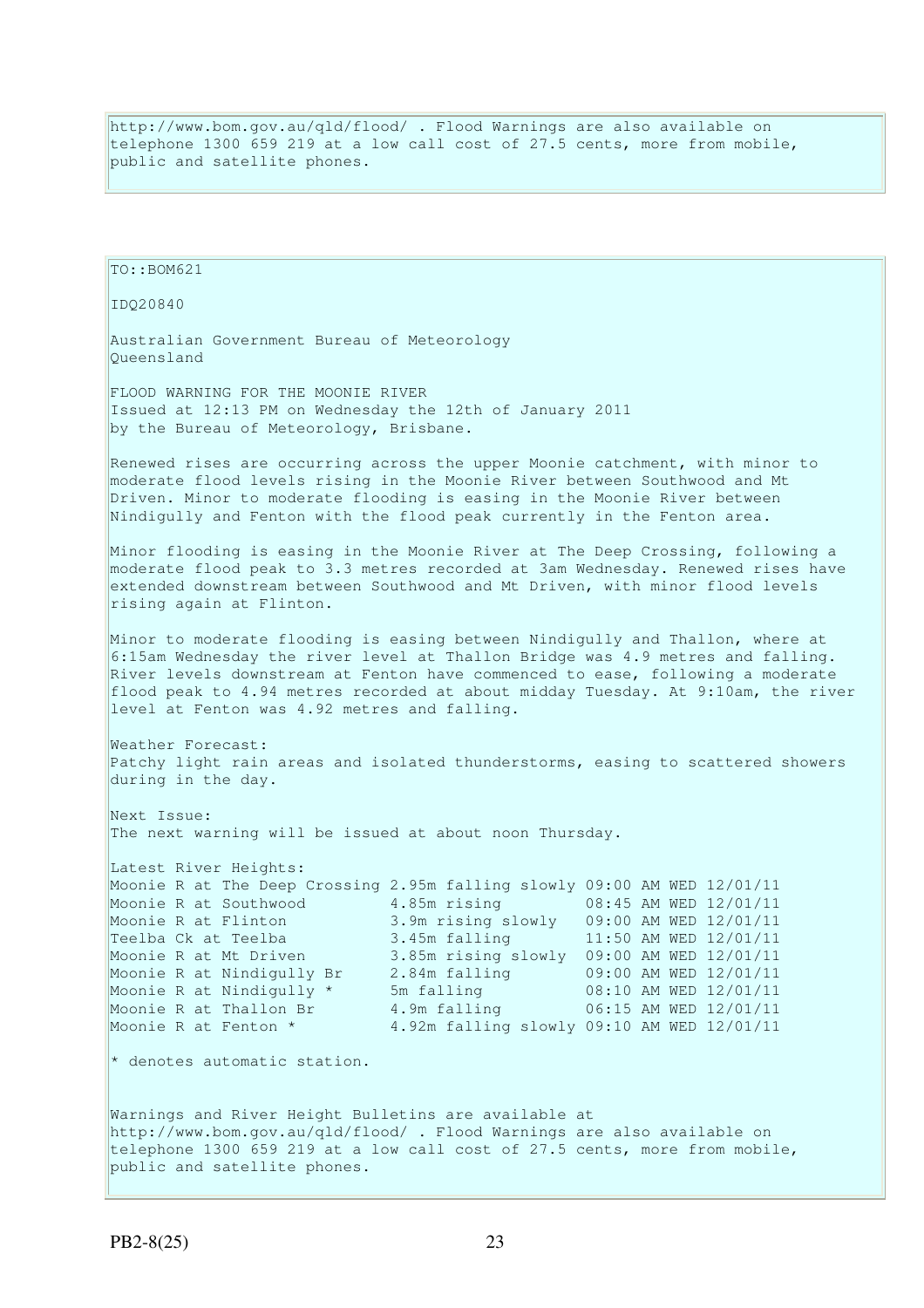http://www.bom.gov.au/qld/flood/ . Flood Warnings are also available on telephone 1300 659 219 at a low call cost of 27.5 cents, more from mobile, public and satellite phones.

TO::BOM621

IDQ20840

Australian Government Bureau of Meteorology
Queensland

FLOOD WARNING FOR THE MOONIE RIVER
Issued at 12:13 PM on Wednesday the 12th of January 2011
by the Bureau of Meteorology, Brisbane.

Renewed rises are occurring across the upper Moonie catchment, with minor to moderate flood levels rising in the Moonie River between Southwood and Mt Driven. Minor to moderate flooding is easing in the Moonie River between Nindigully and Fenton with the flood peak currently in the Fenton area.

Minor flooding is easing in the Moonie River at The Deep Crossing, following a moderate flood peak to 3.3 metres recorded at 3am Wednesday. Renewed rises have extended downstream between Southwood and Mt Driven, with minor flood levels rising again at Flinton.

Minor to moderate flooding is easing between Nindigully and Thallon, where at 6:15am Wednesday the river level at Thallon Bridge was 4.9 metres and falling. River levels downstream at Fenton have commenced to ease, following a moderate flood peak to 4.94 metres recorded at about midday Tuesday. At 9:10am, the river level at Fenton was 4.92 metres and falling.

Weather Forecast:
Patchy light rain areas and isolated thunderstorms, easing to scattered showers during in the day.

Next Issue:
The next warning will be issued at about noon Thursday.

Latest River Heights:

| Location | Height | Trend | Time |
|---|---|---|---|
| Moonie R at The Deep Crossing | 2.95m | falling slowly | 09:00 AM WED 12/01/11 |
| Moonie R at Southwood | 4.85m | rising | 08:45 AM WED 12/01/11 |
| Moonie R at Flinton | 3.9m | rising slowly | 09:00 AM WED 12/01/11 |
| Teelba Ck at Teelba | 3.45m | falling | 11:50 AM WED 12/01/11 |
| Moonie R at Mt Driven | 3.85m | rising slowly | 09:00 AM WED 12/01/11 |
| Moonie R at Nindigully Br | 2.84m | falling | 09:00 AM WED 12/01/11 |
| Moonie R at Nindigully * | 5m | falling | 08:10 AM WED 12/01/11 |
| Moonie R at Thallon Br | 4.9m | falling | 06:15 AM WED 12/01/11 |
| Moonie R at Fenton * | 4.92m | falling slowly | 09:10 AM WED 12/01/11 |

* denotes automatic station.

Warnings and River Height Bulletins are available at http://www.bom.gov.au/qld/flood/ . Flood Warnings are also available on telephone 1300 659 219 at a low call cost of 27.5 cents, more from mobile, public and satellite phones.

PB2-8(25)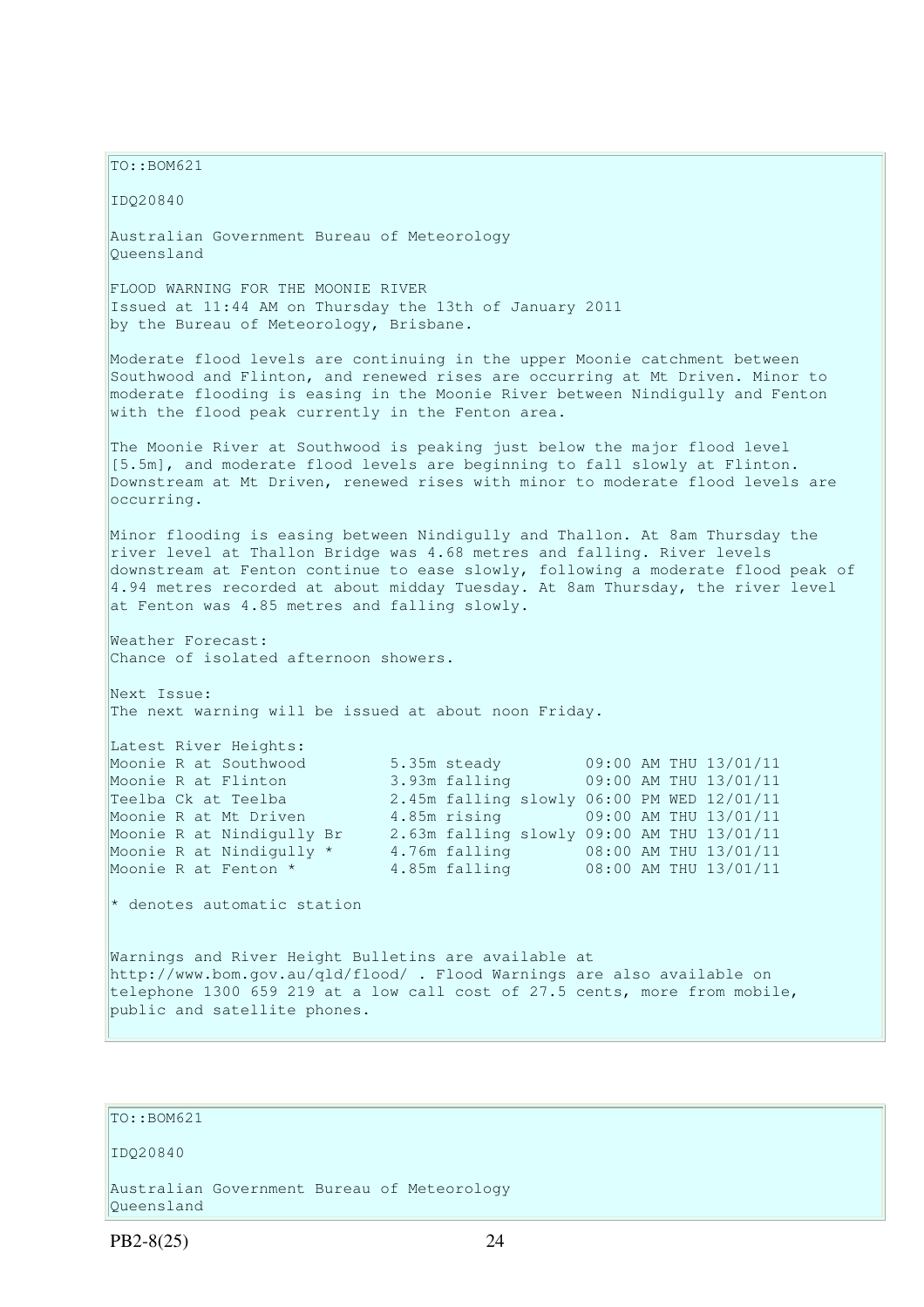TO::BOM621

IDQ20840

Australian Government Bureau of Meteorology
Queensland

FLOOD WARNING FOR THE MOONIE RIVER
Issued at 11:44 AM on Thursday the 13th of January 2011
by the Bureau of Meteorology, Brisbane.

Moderate flood levels are continuing in the upper Moonie catchment between Southwood and Flinton, and renewed rises are occurring at Mt Driven. Minor to moderate flooding is easing in the Moonie River between Nindigully and Fenton with the flood peak currently in the Fenton area.

The Moonie River at Southwood is peaking just below the major flood level [5.5m], and moderate flood levels are beginning to fall slowly at Flinton. Downstream at Mt Driven, renewed rises with minor to moderate flood levels are occurring.

Minor flooding is easing between Nindigully and Thallon. At 8am Thursday the river level at Thallon Bridge was 4.68 metres and falling. River levels downstream at Fenton continue to ease slowly, following a moderate flood peak of 4.94 metres recorded at about midday Tuesday. At 8am Thursday, the river level at Fenton was 4.85 metres and falling slowly.

Weather Forecast:
Chance of isolated afternoon showers.

Next Issue:
The next warning will be issued at about noon Friday.

Latest River Heights:

| | | |
|---|---|---|
| Moonie R at Southwood | 5.35m steady | 09:00 AM THU 13/01/11 |
| Moonie R at Flinton | 3.93m falling | 09:00 AM THU 13/01/11 |
| Teelba Ck at Teelba | 2.45m falling slowly | 06:00 PM WED 12/01/11 |
| Moonie R at Mt Driven | 4.85m rising | 09:00 AM THU 13/01/11 |
| Moonie R at Nindigully Br | 2.63m falling slowly | 09:00 AM THU 13/01/11 |
| Moonie R at Nindigully * | 4.76m falling | 08:00 AM THU 13/01/11 |
| Moonie R at Fenton * | 4.85m falling | 08:00 AM THU 13/01/11 |

* denotes automatic station

Warnings and River Height Bulletins are available at http://www.bom.gov.au/qld/flood/ . Flood Warnings are also available on telephone 1300 659 219 at a low call cost of 27.5 cents, more from mobile, public and satellite phones.

TO::BOM621

IDQ20840

Australian Government Bureau of Meteorology
Queensland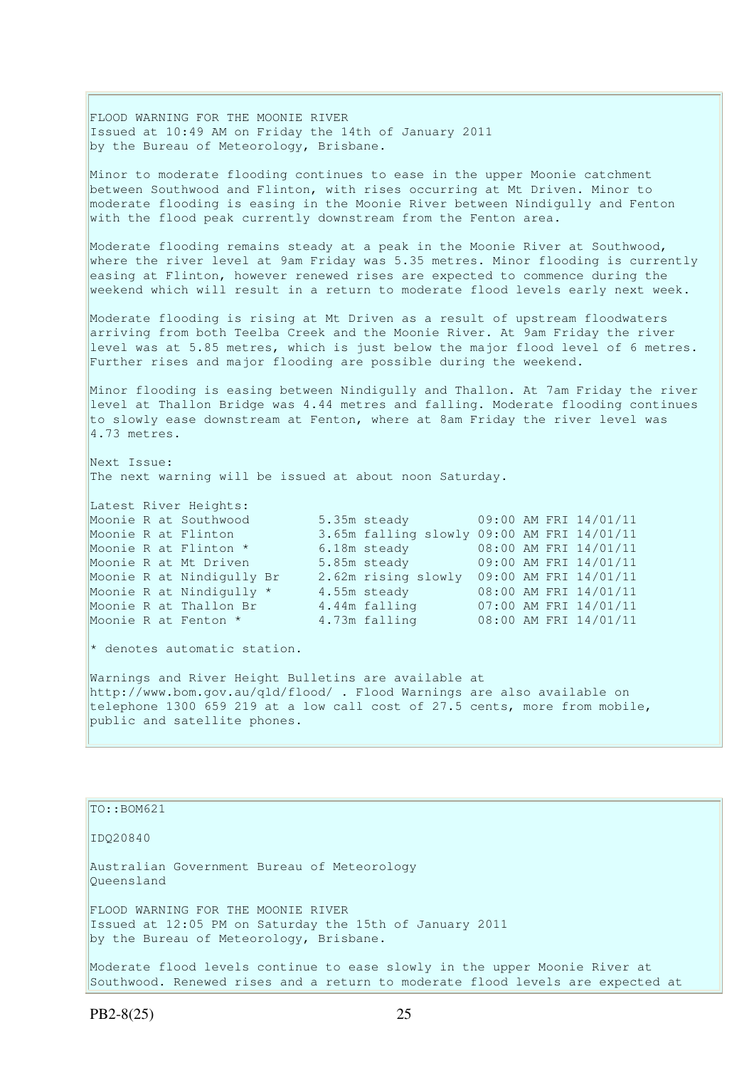FLOOD WARNING FOR THE MOONIE RIVER
Issued at 10:49 AM on Friday the 14th of January 2011
by the Bureau of Meteorology, Brisbane.

Minor to moderate flooding continues to ease in the upper Moonie catchment between Southwood and Flinton, with rises occurring at Mt Driven. Minor to moderate flooding is easing in the Moonie River between Nindigully and Fenton with the flood peak currently downstream from the Fenton area.

Moderate flooding remains steady at a peak in the Moonie River at Southwood, where the river level at 9am Friday was 5.35 metres. Minor flooding is currently easing at Flinton, however renewed rises are expected to commence during the weekend which will result in a return to moderate flood levels early next week.

Moderate flooding is rising at Mt Driven as a result of upstream floodwaters arriving from both Teelba Creek and the Moonie River. At 9am Friday the river level was at 5.85 metres, which is just below the major flood level of 6 metres. Further rises and major flooding are possible during the weekend.

Minor flooding is easing between Nindigully and Thallon. At 7am Friday the river level at Thallon Bridge was 4.44 metres and falling. Moderate flooding continues to slowly ease downstream at Fenton, where at 8am Friday the river level was 4.73 metres.

Next Issue:
The next warning will be issued at about noon Saturday.

Latest River Heights:

| Location | Height | Time |
|---|---|---|
| Moonie R at Southwood | 5.35m steady | 09:00 AM FRI 14/01/11 |
| Moonie R at Flinton | 3.65m falling slowly | 09:00 AM FRI 14/01/11 |
| Moonie R at Flinton * | 6.18m steady | 08:00 AM FRI 14/01/11 |
| Moonie R at Mt Driven | 5.85m steady | 09:00 AM FRI 14/01/11 |
| Moonie R at Nindigully Br | 2.62m rising slowly | 09:00 AM FRI 14/01/11 |
| Moonie R at Nindigully * | 4.55m steady | 08:00 AM FRI 14/01/11 |
| Moonie R at Thallon Br | 4.44m falling | 07:00 AM FRI 14/01/11 |
| Moonie R at Fenton * | 4.73m falling | 08:00 AM FRI 14/01/11 |

* denotes automatic station.

Warnings and River Height Bulletins are available at http://www.bom.gov.au/qld/flood/ . Flood Warnings are also available on telephone 1300 659 219 at a low call cost of 27.5 cents, more from mobile, public and satellite phones.

TO::BOM621

IDQ20840

Australian Government Bureau of Meteorology
Queensland

FLOOD WARNING FOR THE MOONIE RIVER
Issued at 12:05 PM on Saturday the 15th of January 2011
by the Bureau of Meteorology, Brisbane.

Moderate flood levels continue to ease slowly in the upper Moonie River at Southwood. Renewed rises and a return to moderate flood levels are expected at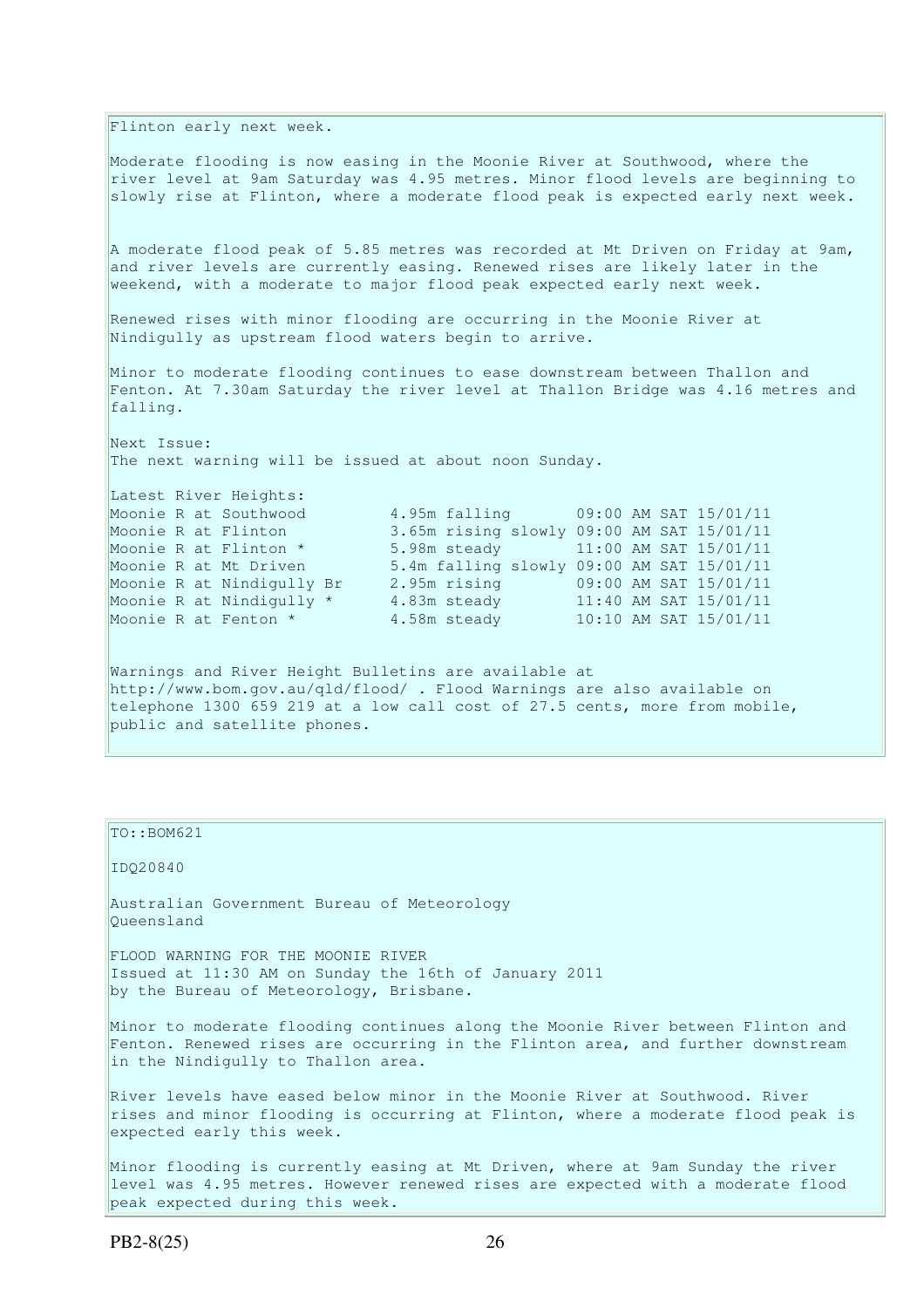Flinton early next week.

Moderate flooding is now easing in the Moonie River at Southwood, where the river level at 9am Saturday was 4.95 metres. Minor flood levels are beginning to slowly rise at Flinton, where a moderate flood peak is expected early next week.

A moderate flood peak of 5.85 metres was recorded at Mt Driven on Friday at 9am, and river levels are currently easing. Renewed rises are likely later in the weekend, with a moderate to major flood peak expected early next week.

Renewed rises with minor flooding are occurring in the Moonie River at Nindigully as upstream flood waters begin to arrive.

Minor to moderate flooding continues to ease downstream between Thallon and Fenton. At 7.30am Saturday the river level at Thallon Bridge was 4.16 metres and falling.

Next Issue:
The next warning will be issued at about noon Sunday.

Latest River Heights:

| Location | Height | Time |
|---|---|---|
| Moonie R at Southwood | 4.95m falling | 09:00 AM SAT 15/01/11 |
| Moonie R at Flinton | 3.65m rising slowly | 09:00 AM SAT 15/01/11 |
| Moonie R at Flinton * | 5.98m steady | 11:00 AM SAT 15/01/11 |
| Moonie R at Mt Driven | 5.4m falling slowly | 09:00 AM SAT 15/01/11 |
| Moonie R at Nindigully Br | 2.95m rising | 09:00 AM SAT 15/01/11 |
| Moonie R at Nindigully * | 4.83m steady | 11:40 AM SAT 15/01/11 |
| Moonie R at Fenton * | 4.58m steady | 10:10 AM SAT 15/01/11 |

Warnings and River Height Bulletins are available at http://www.bom.gov.au/qld/flood/ . Flood Warnings are also available on telephone 1300 659 219 at a low call cost of 27.5 cents, more from mobile, public and satellite phones.

TO::BOM621

IDQ20840

Australian Government Bureau of Meteorology
Queensland

FLOOD WARNING FOR THE MOONIE RIVER
Issued at 11:30 AM on Sunday the 16th of January 2011
by the Bureau of Meteorology, Brisbane.

Minor to moderate flooding continues along the Moonie River between Flinton and Fenton. Renewed rises are occurring in the Flinton area, and further downstream in the Nindigully to Thallon area.

River levels have eased below minor in the Moonie River at Southwood. River rises and minor flooding is occurring at Flinton, where a moderate flood peak is expected early this week.

Minor flooding is currently easing at Mt Driven, where at 9am Sunday the river level was 4.95 metres. However renewed rises are expected with a moderate flood peak expected during this week.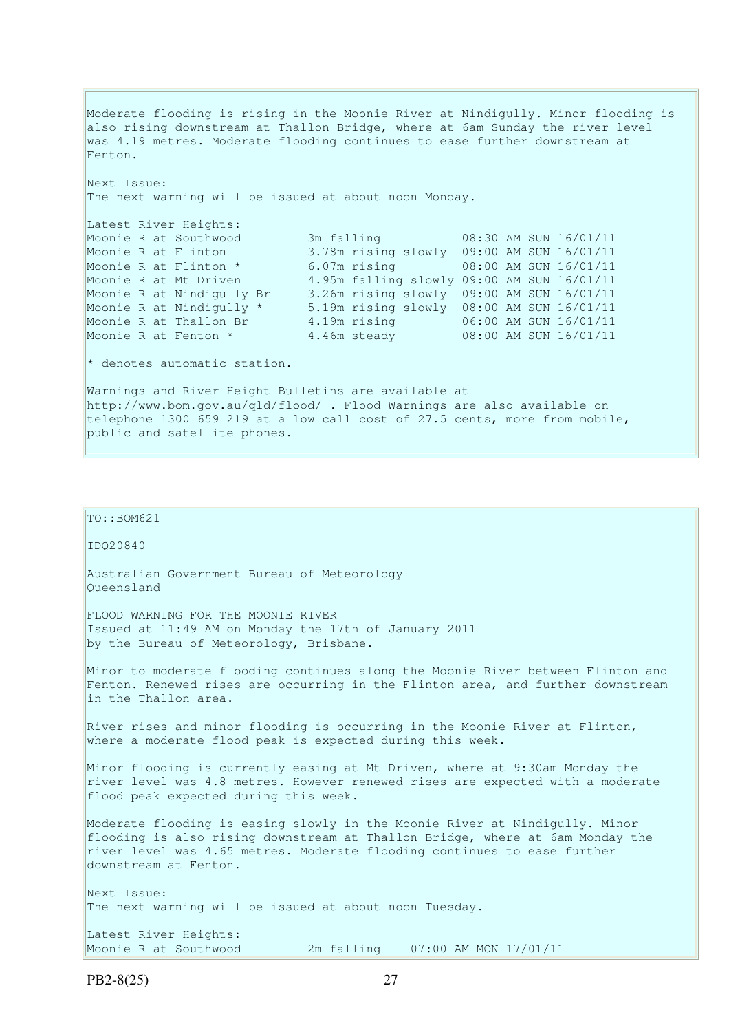Moderate flooding is rising in the Moonie River at Nindigully. Minor flooding is also rising downstream at Thallon Bridge, where at 6am Sunday the river level was 4.19 metres. Moderate flooding continues to ease further downstream at Fenton.

Next Issue:
The next warning will be issued at about noon Monday.

Latest River Heights:

```
Moonie R at Southwood         3m falling           08:30 AM SUN 16/01/11
Moonie R at Flinton           3.78m rising slowly  09:00 AM SUN 16/01/11
Moonie R at Flinton *         6.07m rising         08:00 AM SUN 16/01/11
Moonie R at Mt Driven         4.95m falling slowly 09:00 AM SUN 16/01/11
Moonie R at Nindigully Br     3.26m rising slowly  09:00 AM SUN 16/01/11
Moonie R at Nindigully *      5.19m rising slowly  08:00 AM SUN 16/01/11
Moonie R at Thallon Br        4.19m rising         06:00 AM SUN 16/01/11
Moonie R at Fenton *          4.46m steady         08:00 AM SUN 16/01/11
```

* denotes automatic station.

Warnings and River Height Bulletins are available at http://www.bom.gov.au/qld/flood/ . Flood Warnings are also available on telephone 1300 659 219 at a low call cost of 27.5 cents, more from mobile, public and satellite phones.

TO::BOM621

IDQ20840

Australian Government Bureau of Meteorology
Queensland

FLOOD WARNING FOR THE MOONIE RIVER
Issued at 11:49 AM on Monday the 17th of January 2011
by the Bureau of Meteorology, Brisbane.

Minor to moderate flooding continues along the Moonie River between Flinton and Fenton. Renewed rises are occurring in the Flinton area, and further downstream in the Thallon area.

River rises and minor flooding is occurring in the Moonie River at Flinton, where a moderate flood peak is expected during this week.

Minor flooding is currently easing at Mt Driven, where at 9:30am Monday the river level was 4.8 metres. However renewed rises are expected with a moderate flood peak expected during this week.

Moderate flooding is easing slowly in the Moonie River at Nindigully. Minor flooding is also rising downstream at Thallon Bridge, where at 6am Monday the river level was 4.65 metres. Moderate flooding continues to ease further downstream at Fenton.

Next Issue:
The next warning will be issued at about noon Tuesday.

Latest River Heights:

```
Moonie R at Southwood         2m falling    07:00 AM MON 17/01/11
```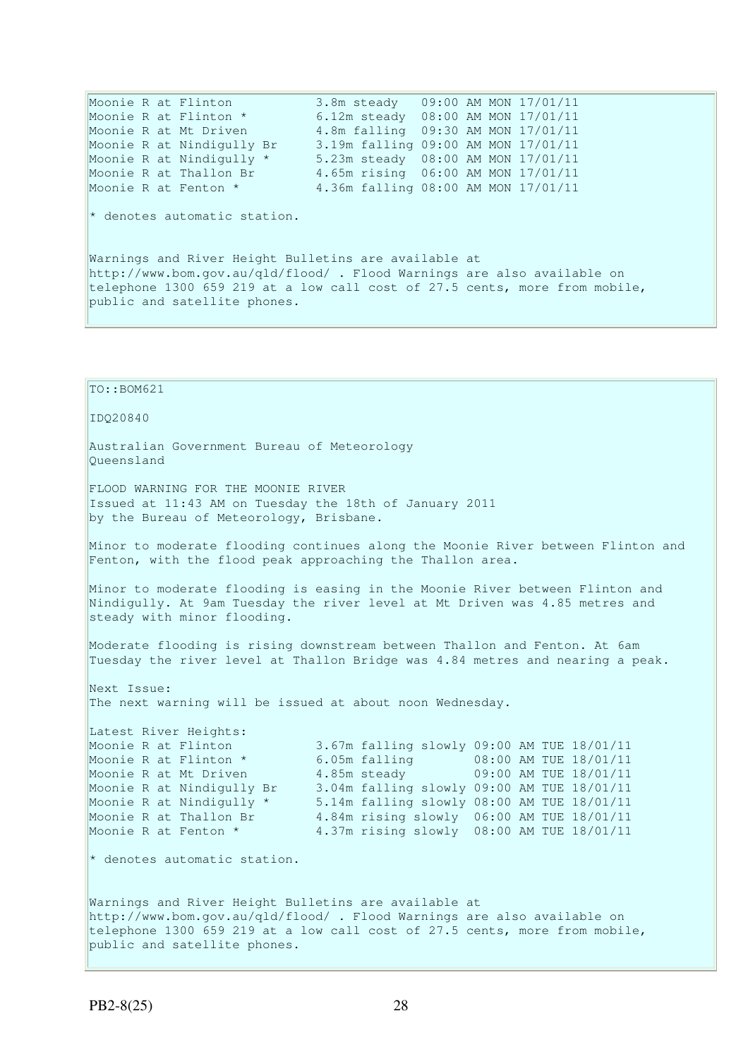```
Moonie R at Flinton           3.8m steady   09:00 AM MON 17/01/11
Moonie R at Flinton *         6.12m steady  08:00 AM MON 17/01/11
Moonie R at Mt Driven         4.8m falling  09:30 AM MON 17/01/11
Moonie R at Nindigully Br     3.19m falling 09:00 AM MON 17/01/11
Moonie R at Nindigully *      5.23m steady  08:00 AM MON 17/01/11
Moonie R at Thallon Br        4.65m rising  06:00 AM MON 17/01/11
Moonie R at Fenton *          4.36m falling 08:00 AM MON 17/01/11
```

* denotes automatic station.

Warnings and River Height Bulletins are available at http://www.bom.gov.au/qld/flood/ . Flood Warnings are also available on telephone 1300 659 219 at a low call cost of 27.5 cents, more from mobile, public and satellite phones.

TO::BOM621

IDQ20840

Australian Government Bureau of Meteorology
Queensland

FLOOD WARNING FOR THE MOONIE RIVER
Issued at 11:43 AM on Tuesday the 18th of January 2011
by the Bureau of Meteorology, Brisbane.

Minor to moderate flooding continues along the Moonie River between Flinton and Fenton, with the flood peak approaching the Thallon area.

Minor to moderate flooding is easing in the Moonie River between Flinton and Nindigully. At 9am Tuesday the river level at Mt Driven was 4.85 metres and steady with minor flooding.

Moderate flooding is rising downstream between Thallon and Fenton. At 6am Tuesday the river level at Thallon Bridge was 4.84 metres and nearing a peak.

Next Issue:
The next warning will be issued at about noon Wednesday.

Latest River Heights:

```
Moonie R at Flinton           3.67m falling slowly 09:00 AM TUE 18/01/11
Moonie R at Flinton *         6.05m falling        08:00 AM TUE 18/01/11
Moonie R at Mt Driven         4.85m steady         09:00 AM TUE 18/01/11
Moonie R at Nindigully Br     3.04m falling slowly 09:00 AM TUE 18/01/11
Moonie R at Nindigully *      5.14m falling slowly 08:00 AM TUE 18/01/11
Moonie R at Thallon Br        4.84m rising slowly  06:00 AM TUE 18/01/11
Moonie R at Fenton *          4.37m rising slowly  08:00 AM TUE 18/01/11
```

* denotes automatic station.

Warnings and River Height Bulletins are available at http://www.bom.gov.au/qld/flood/ . Flood Warnings are also available on telephone 1300 659 219 at a low call cost of 27.5 cents, more from mobile, public and satellite phones.

PB2-8(25)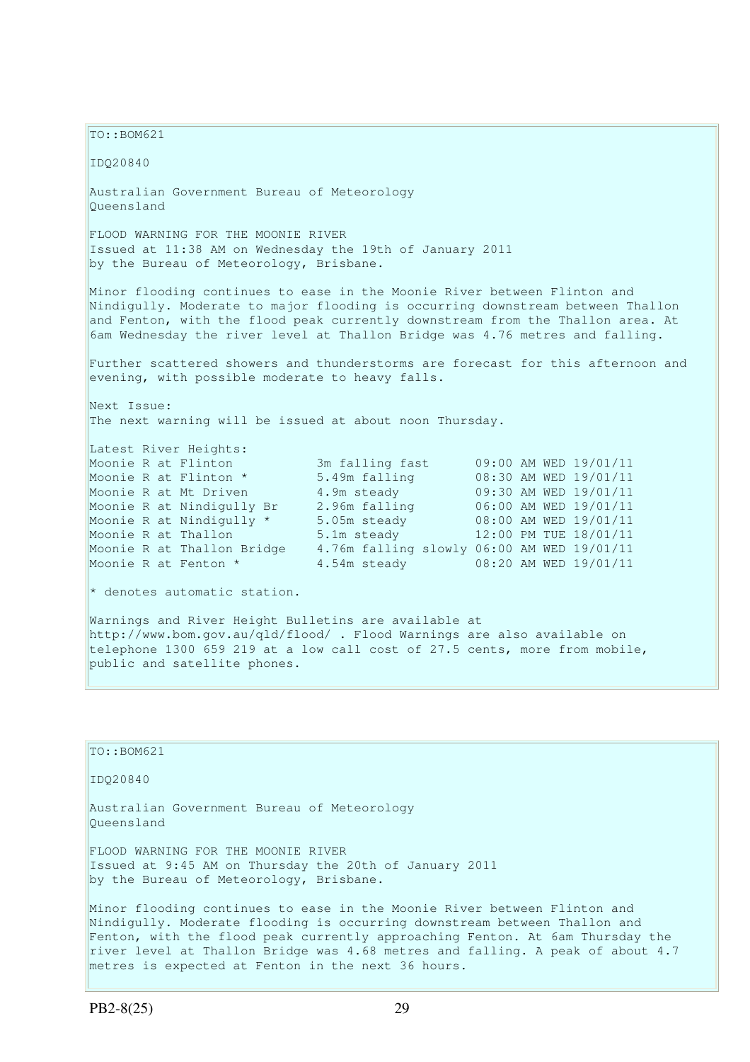TO::BOM621

IDQ20840

Australian Government Bureau of Meteorology
Queensland

FLOOD WARNING FOR THE MOONIE RIVER
Issued at 11:38 AM on Wednesday the 19th of January 2011
by the Bureau of Meteorology, Brisbane.

Minor flooding continues to ease in the Moonie River between Flinton and Nindigully. Moderate to major flooding is occurring downstream between Thallon and Fenton, with the flood peak currently downstream from the Thallon area. At 6am Wednesday the river level at Thallon Bridge was 4.76 metres and falling.

Further scattered showers and thunderstorms are forecast for this afternoon and evening, with possible moderate to heavy falls.

Next Issue:
The next warning will be issued at about noon Thursday.

Latest River Heights:

| | | |
|---|---|---|
| Moonie R at Flinton | 3m falling fast | 09:00 AM WED 19/01/11 |
| Moonie R at Flinton * | 5.49m falling | 08:30 AM WED 19/01/11 |
| Moonie R at Mt Driven | 4.9m steady | 09:30 AM WED 19/01/11 |
| Moonie R at Nindigully Br | 2.96m falling | 06:00 AM WED 19/01/11 |
| Moonie R at Nindigully * | 5.05m steady | 08:00 AM WED 19/01/11 |
| Moonie R at Thallon | 5.1m steady | 12:00 PM TUE 18/01/11 |
| Moonie R at Thallon Bridge | 4.76m falling slowly | 06:00 AM WED 19/01/11 |
| Moonie R at Fenton * | 4.54m steady | 08:20 AM WED 19/01/11 |

* denotes automatic station.

Warnings and River Height Bulletins are available at http://www.bom.gov.au/qld/flood/ . Flood Warnings are also available on telephone 1300 659 219 at a low call cost of 27.5 cents, more from mobile, public and satellite phones.

TO::BOM621

IDQ20840

Australian Government Bureau of Meteorology
Queensland

FLOOD WARNING FOR THE MOONIE RIVER
Issued at 9:45 AM on Thursday the 20th of January 2011
by the Bureau of Meteorology, Brisbane.

Minor flooding continues to ease in the Moonie River between Flinton and Nindigully. Moderate flooding is occurring downstream between Thallon and Fenton, with the flood peak currently approaching Fenton. At 6am Thursday the river level at Thallon Bridge was 4.68 metres and falling. A peak of about 4.7 metres is expected at Fenton in the next 36 hours.

PB2-8(25)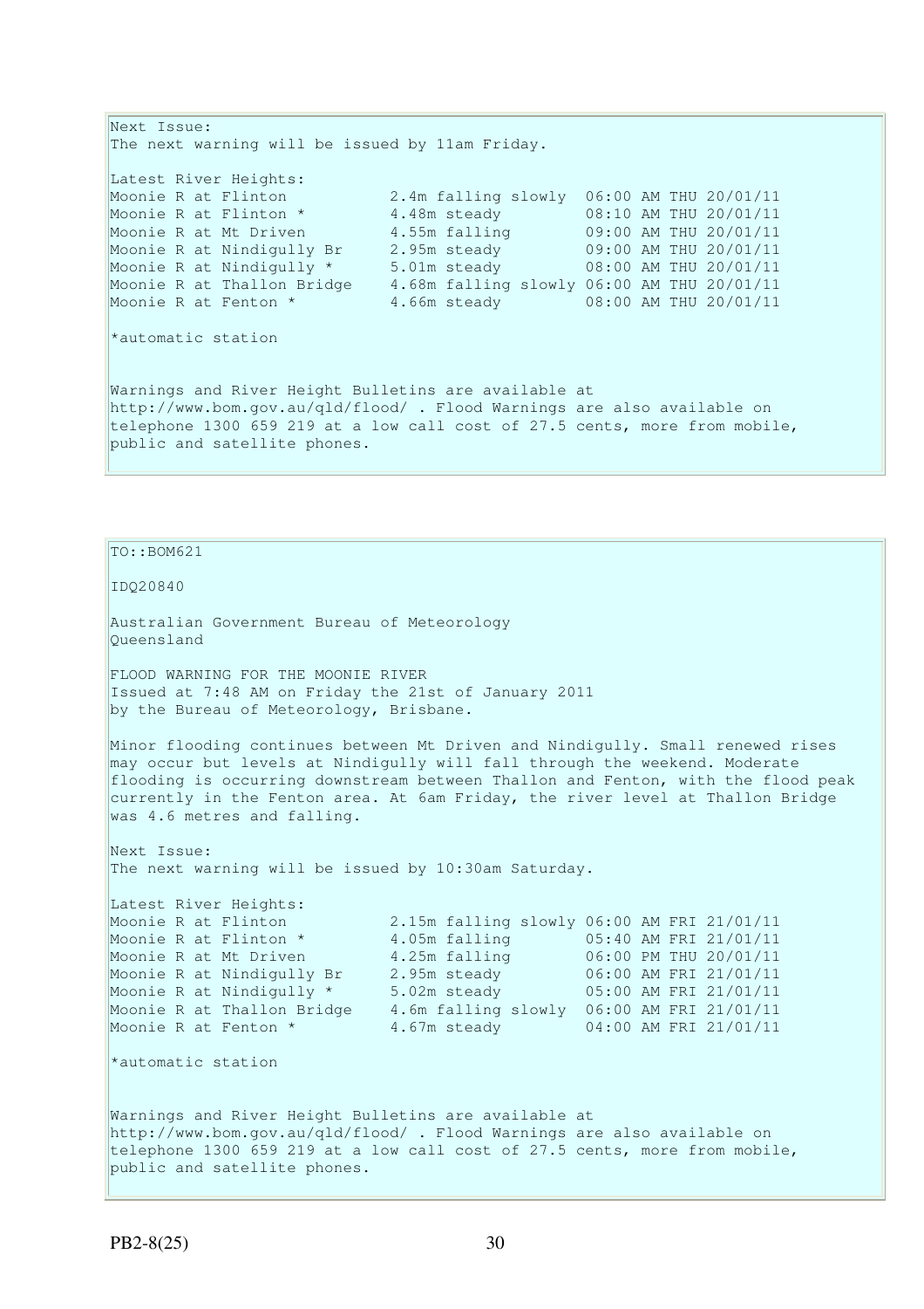Next Issue:
The next warning will be issued by 11am Friday.

Latest River Heights:

| Location | Height | Time |
| --- | --- | --- |
| Moonie R at Flinton | 2.4m falling slowly | 06:00 AM THU 20/01/11 |
| Moonie R at Flinton * | 4.48m steady | 08:10 AM THU 20/01/11 |
| Moonie R at Mt Driven | 4.55m falling | 09:00 AM THU 20/01/11 |
| Moonie R at Nindigully Br | 2.95m steady | 09:00 AM THU 20/01/11 |
| Moonie R at Nindigully * | 5.01m steady | 08:00 AM THU 20/01/11 |
| Moonie R at Thallon Bridge | 4.68m falling slowly | 06:00 AM THU 20/01/11 |
| Moonie R at Fenton * | 4.66m steady | 08:00 AM THU 20/01/11 |

*automatic station

Warnings and River Height Bulletins are available at http://www.bom.gov.au/qld/flood/ . Flood Warnings are also available on telephone 1300 659 219 at a low call cost of 27.5 cents, more from mobile, public and satellite phones.

TO::BOM621

IDQ20840

Australian Government Bureau of Meteorology
Queensland

FLOOD WARNING FOR THE MOONIE RIVER
Issued at 7:48 AM on Friday the 21st of January 2011
by the Bureau of Meteorology, Brisbane.

Minor flooding continues between Mt Driven and Nindigully. Small renewed rises may occur but levels at Nindigully will fall through the weekend. Moderate flooding is occurring downstream between Thallon and Fenton, with the flood peak currently in the Fenton area. At 6am Friday, the river level at Thallon Bridge was 4.6 metres and falling.

Next Issue:
The next warning will be issued by 10:30am Saturday.

Latest River Heights:

| Location | Height | Time |
| --- | --- | --- |
| Moonie R at Flinton | 2.15m falling slowly | 06:00 AM FRI 21/01/11 |
| Moonie R at Flinton * | 4.05m falling | 05:40 AM FRI 21/01/11 |
| Moonie R at Mt Driven | 4.25m falling | 06:00 PM THU 20/01/11 |
| Moonie R at Nindigully Br | 2.95m steady | 06:00 AM FRI 21/01/11 |
| Moonie R at Nindigully * | 5.02m steady | 05:00 AM FRI 21/01/11 |
| Moonie R at Thallon Bridge | 4.6m falling slowly | 06:00 AM FRI 21/01/11 |
| Moonie R at Fenton * | 4.67m steady | 04:00 AM FRI 21/01/11 |

*automatic station

Warnings and River Height Bulletins are available at http://www.bom.gov.au/qld/flood/ . Flood Warnings are also available on telephone 1300 659 219 at a low call cost of 27.5 cents, more from mobile, public and satellite phones.

PB2-8(25)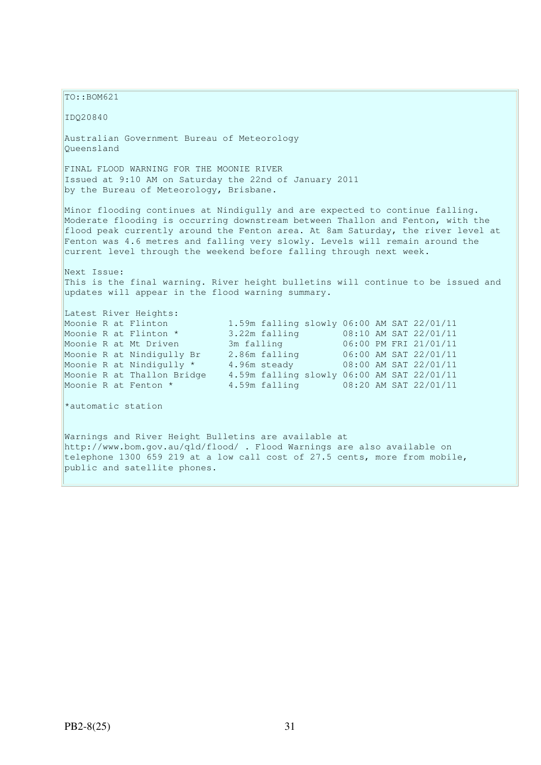TO::BOM621

IDQ20840

Australian Government Bureau of Meteorology
Queensland

FINAL FLOOD WARNING FOR THE MOONIE RIVER
Issued at 9:10 AM on Saturday the 22nd of January 2011
by the Bureau of Meteorology, Brisbane.

Minor flooding continues at Nindigully and are expected to continue falling. Moderate flooding is occurring downstream between Thallon and Fenton, with the flood peak currently around the Fenton area. At 8am Saturday, the river level at Fenton was 4.6 metres and falling very slowly. Levels will remain around the current level through the weekend before falling through next week.

Next Issue:
This is the final warning. River height bulletins will continue to be issued and updates will appear in the flood warning summary.

Latest River Heights:

| | | |
|---|---|---|
| Moonie R at Flinton | 1.59m falling slowly | 06:00 AM SAT 22/01/11 |
| Moonie R at Flinton * | 3.22m falling | 08:10 AM SAT 22/01/11 |
| Moonie R at Mt Driven | 3m falling | 06:00 PM FRI 21/01/11 |
| Moonie R at Nindigully Br | 2.86m falling | 06:00 AM SAT 22/01/11 |
| Moonie R at Nindigully * | 4.96m steady | 08:00 AM SAT 22/01/11 |
| Moonie R at Thallon Bridge | 4.59m falling slowly | 06:00 AM SAT 22/01/11 |
| Moonie R at Fenton * | 4.59m falling | 08:20 AM SAT 22/01/11 |

*automatic station

Warnings and River Height Bulletins are available at http://www.bom.gov.au/qld/flood/ . Flood Warnings are also available on telephone 1300 659 219 at a low call cost of 27.5 cents, more from mobile, public and satellite phones.

PB2-8(25)